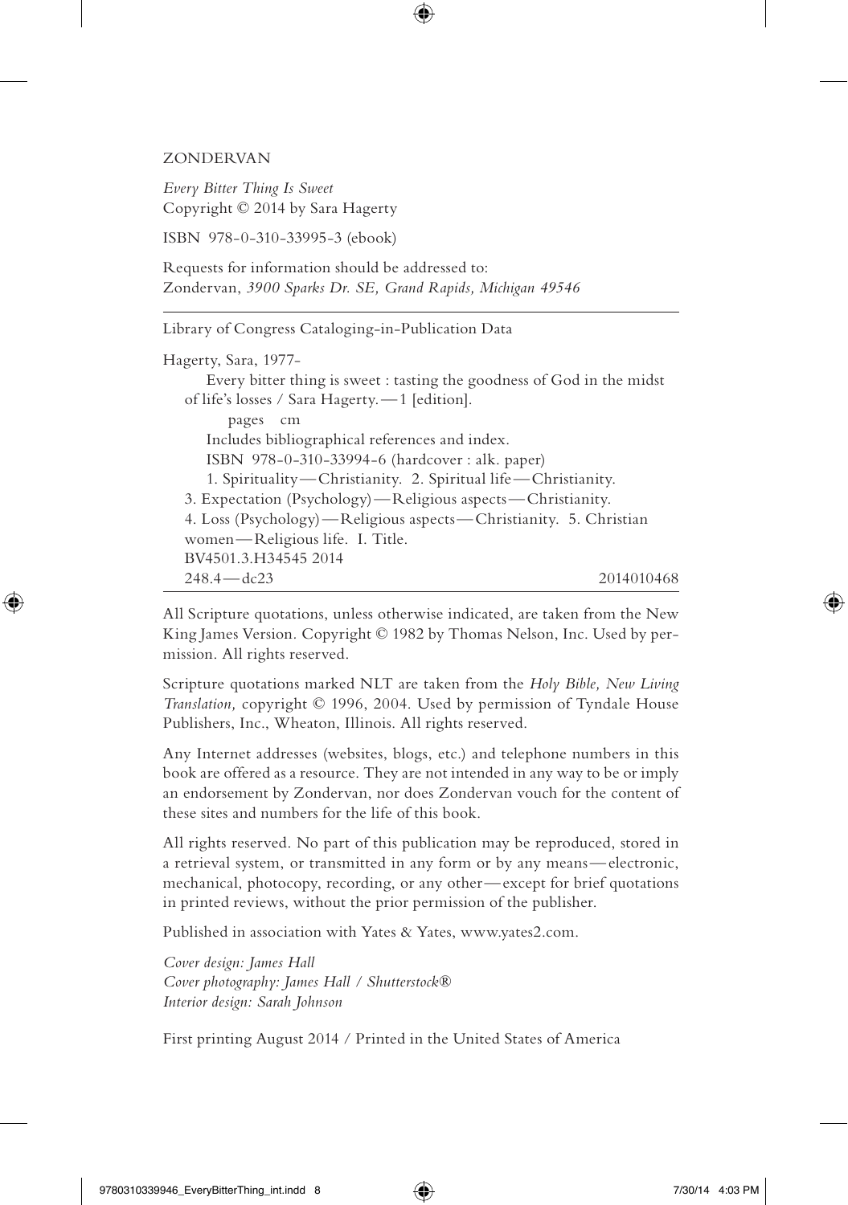ZONDERVAN

*Every Bitter Thing Is Sweet*
Copyright © 2014 by Sara Hagerty

ISBN 978-0-310-33995-3 (ebook)

Requests for information should be addressed to:
Zondervan, *3900 Sparks Dr. SE, Grand Rapids, Michigan 49546*

---

Library of Congress Cataloging-in-Publication Data

Hagerty, Sara, 1977-
Every bitter thing is sweet : tasting the goodness of God in the midst of life's losses / Sara Hagerty.—1 [edition].
pages cm
Includes bibliographical references and index.
ISBN 978-0-310-33994-6 (hardcover : alk. paper)
1. Spirituality—Christianity. 2. Spiritual life—Christianity. 3. Expectation (Psychology)—Religious aspects—Christianity. 4. Loss (Psychology)—Religious aspects—Christianity. 5. Christian women—Religious life. I. Title.
BV4501.3.H34545 2014
248.4—dc23 2014010468

---

All Scripture quotations, unless otherwise indicated, are taken from the New King James Version. Copyright © 1982 by Thomas Nelson, Inc. Used by permission. All rights reserved.

Scripture quotations marked NLT are taken from the *Holy Bible, New Living Translation,* copyright © 1996, 2004. Used by permission of Tyndale House Publishers, Inc., Wheaton, Illinois. All rights reserved.

Any Internet addresses (websites, blogs, etc.) and telephone numbers in this book are offered as a resource. They are not intended in any way to be or imply an endorsement by Zondervan, nor does Zondervan vouch for the content of these sites and numbers for the life of this book.

All rights reserved. No part of this publication may be reproduced, stored in a retrieval system, or transmitted in any form or by any means—electronic, mechanical, photocopy, recording, or any other—except for brief quotations in printed reviews, without the prior permission of the publisher.

Published in association with Yates & Yates, www.yates2.com.

*Cover design: James Hall*
*Cover photography: James Hall / Shutterstock®*
*Interior design: Sarah Johnson*

First printing August 2014 / Printed in the United States of America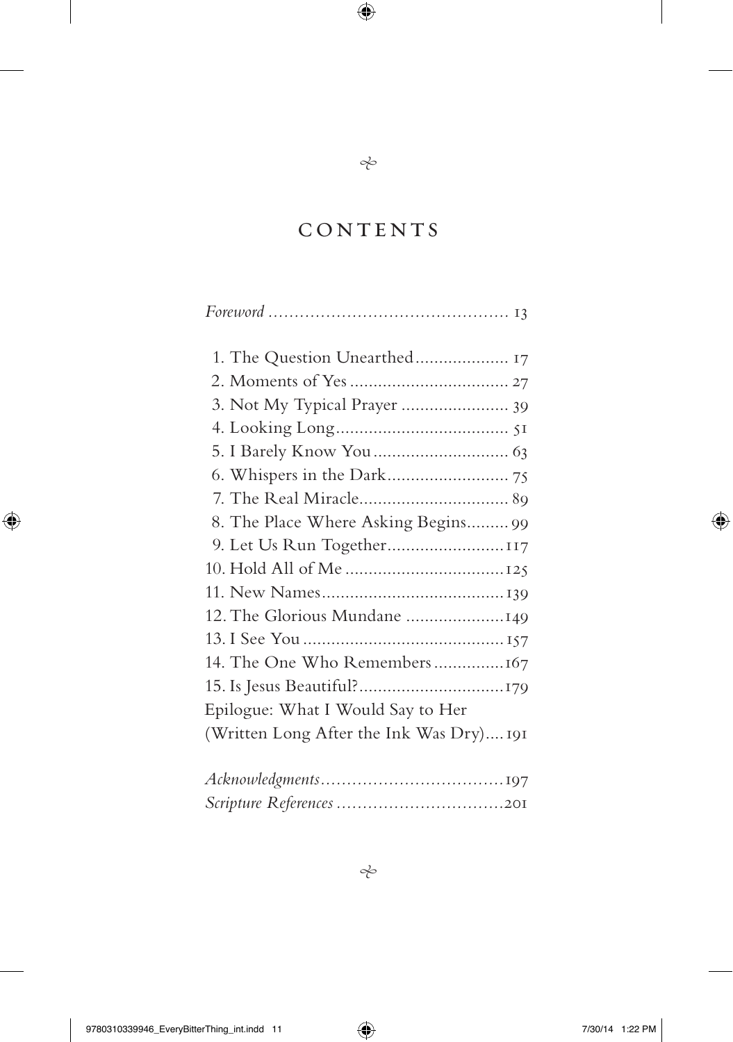# CONTENTS

*Foreword* .............................................. 13

1. The Question Unearthed.................... 17
2. Moments of Yes .................................. 27
3. Not My Typical Prayer ....................... 39
4. Looking Long..................................... 51
5. I Barely Know You ............................. 63
6. Whispers in the Dark.......................... 75
7. The Real Miracle................................ 89
8. The Place Where Asking Begins......... 99
9. Let Us Run Together.........................117
10. Hold All of Me ..................................125
11. New Names.......................................139
12. The Glorious Mundane .....................149
13. I See You ...........................................157
14. The One Who Remembers ...............167
15. Is Jesus Beautiful?...............................179

Epilogue: What I Would Say to Her (Written Long After the Ink Was Dry)....191

*Acknowledgments*...................................197
*Scripture References* ................................201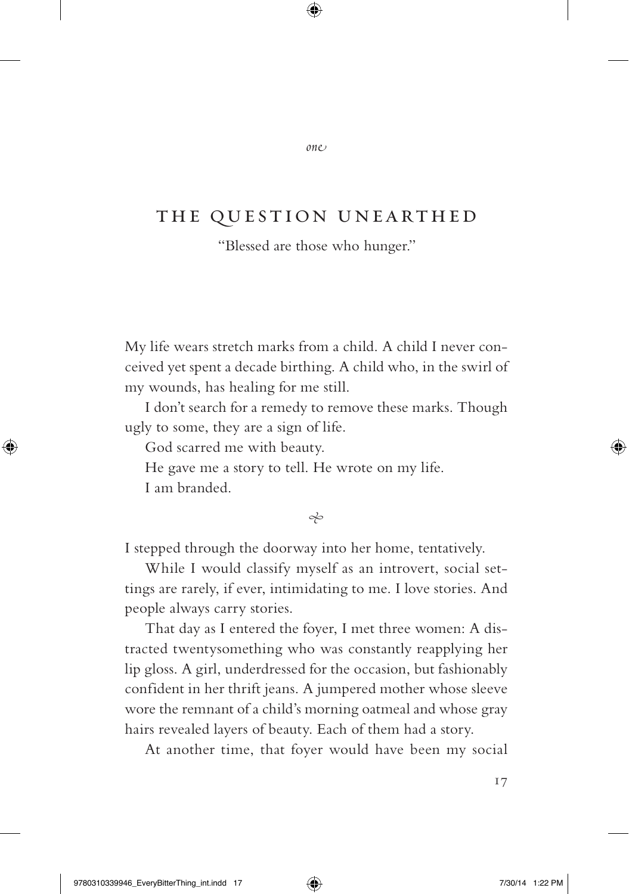*one*

# THE QUESTION UNEARTHED

"Blessed are those who hunger."

My life wears stretch marks from a child. A child I never conceived yet spent a decade birthing. A child who, in the swirl of my wounds, has healing for me still.

I don't search for a remedy to remove these marks. Though ugly to some, they are a sign of life.

God scarred me with beauty.

He gave me a story to tell. He wrote on my life.

I am branded.

❧

I stepped through the doorway into her home, tentatively.

While I would classify myself as an introvert, social settings are rarely, if ever, intimidating to me. I love stories. And people always carry stories.

That day as I entered the foyer, I met three women: A distracted twentysomething who was constantly reapplying her lip gloss. A girl, underdressed for the occasion, but fashionably confident in her thrift jeans. A jumpered mother whose sleeve wore the remnant of a child's morning oatmeal and whose gray hairs revealed layers of beauty. Each of them had a story.

At another time, that foyer would have been my social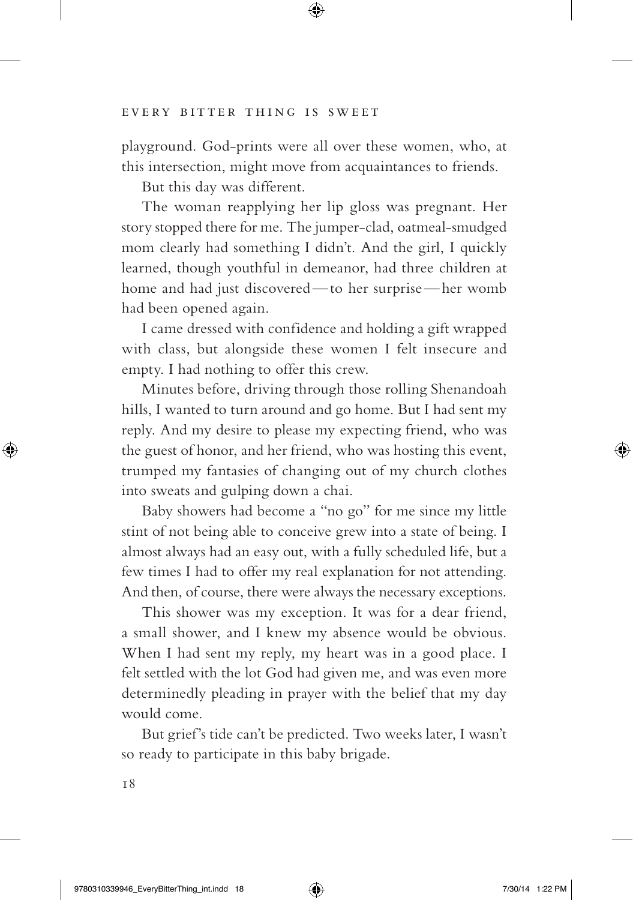playground. God-prints were all over these women, who, at this intersection, might move from acquaintances to friends.

But this day was different.

The woman reapplying her lip gloss was pregnant. Her story stopped there for me. The jumper-clad, oatmeal-smudged mom clearly had something I didn't. And the girl, I quickly learned, though youthful in demeanor, had three children at home and had just discovered—to her surprise—her womb had been opened again.

I came dressed with confidence and holding a gift wrapped with class, but alongside these women I felt insecure and empty. I had nothing to offer this crew.

Minutes before, driving through those rolling Shenandoah hills, I wanted to turn around and go home. But I had sent my reply. And my desire to please my expecting friend, who was the guest of honor, and her friend, who was hosting this event, trumped my fantasies of changing out of my church clothes into sweats and gulping down a chai.

Baby showers had become a "no go" for me since my little stint of not being able to conceive grew into a state of being. I almost always had an easy out, with a fully scheduled life, but a few times I had to offer my real explanation for not attending. And then, of course, there were always the necessary exceptions.

This shower was my exception. It was for a dear friend, a small shower, and I knew my absence would be obvious. When I had sent my reply, my heart was in a good place. I felt settled with the lot God had given me, and was even more determinedly pleading in prayer with the belief that my day would come.

But grief's tide can't be predicted. Two weeks later, I wasn't so ready to participate in this baby brigade.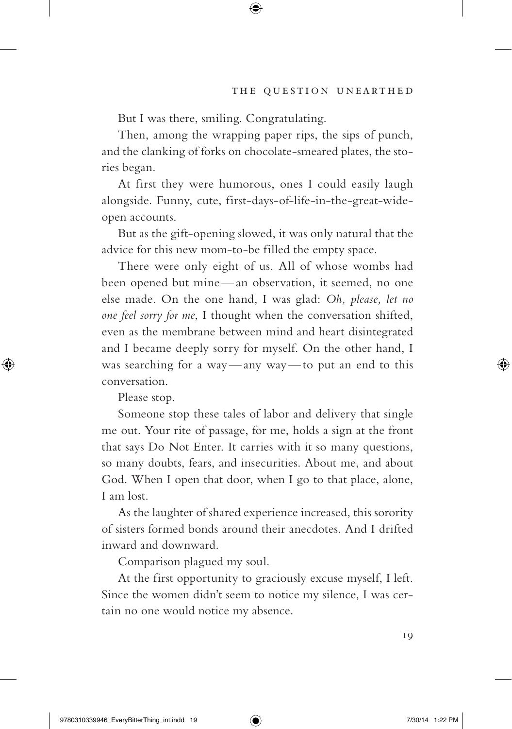But I was there, smiling. Congratulating.

Then, among the wrapping paper rips, the sips of punch, and the clanking of forks on chocolate-smeared plates, the stories began.

At first they were humorous, ones I could easily laugh alongside. Funny, cute, first-days-of-life-in-the-great-wide-open accounts.

But as the gift-opening slowed, it was only natural that the advice for this new mom-to-be filled the empty space.

There were only eight of us. All of whose wombs had been opened but mine — an observation, it seemed, no one else made. On the one hand, I was glad: *Oh, please, let no one feel sorry for me*, I thought when the conversation shifted, even as the membrane between mind and heart disintegrated and I became deeply sorry for myself. On the other hand, I was searching for a way — any way — to put an end to this conversation.

Please stop.

Someone stop these tales of labor and delivery that single me out. Your rite of passage, for me, holds a sign at the front that says Do Not Enter. It carries with it so many questions, so many doubts, fears, and insecurities. About me, and about God. When I open that door, when I go to that place, alone, I am lost.

As the laughter of shared experience increased, this sorority of sisters formed bonds around their anecdotes. And I drifted inward and downward.

Comparison plagued my soul.

At the first opportunity to graciously excuse myself, I left. Since the women didn't seem to notice my silence, I was certain no one would notice my absence.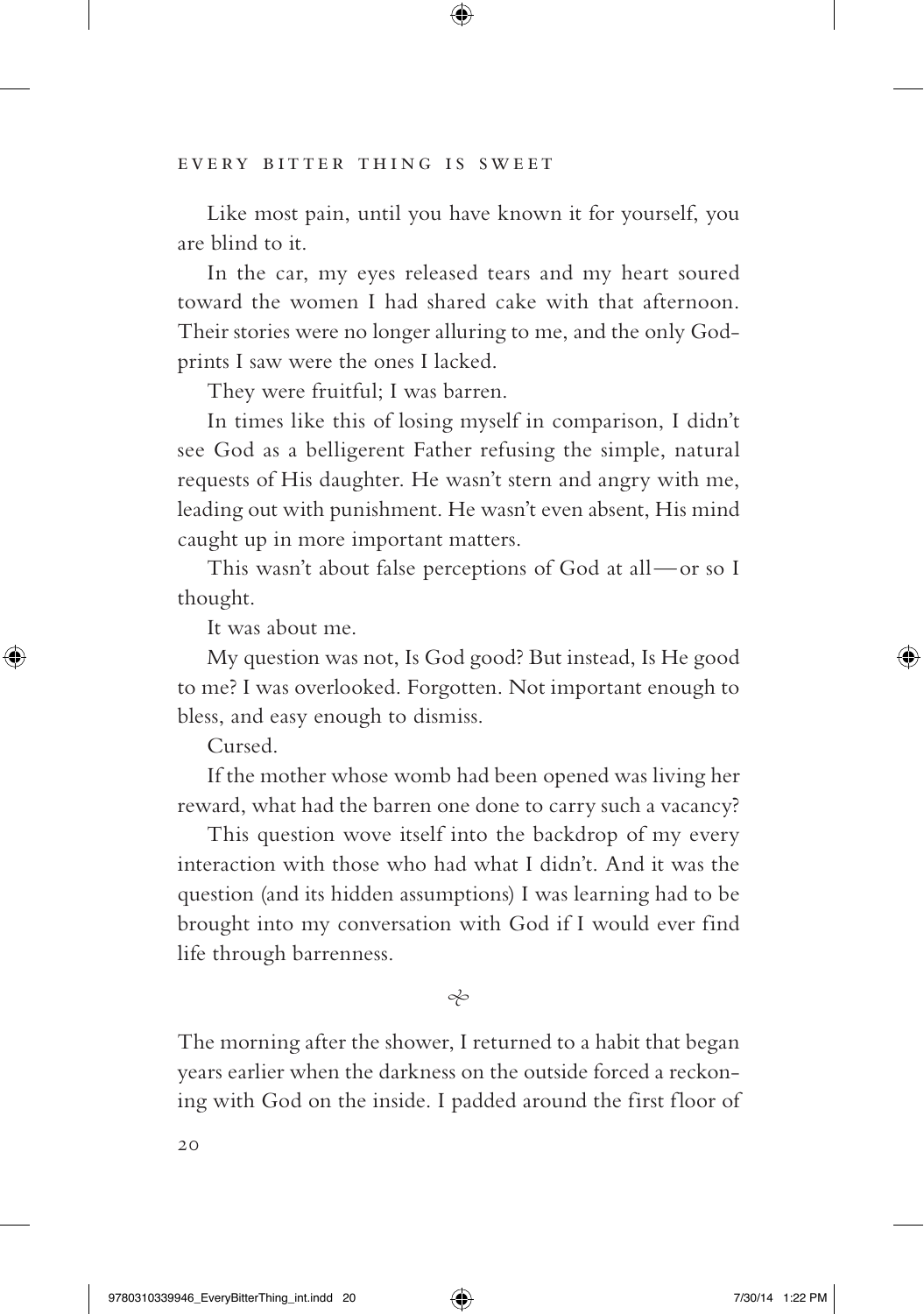Like most pain, until you have known it for yourself, you are blind to it.

In the car, my eyes released tears and my heart soured toward the women I had shared cake with that afternoon. Their stories were no longer alluring to me, and the only God-prints I saw were the ones I lacked.

They were fruitful; I was barren.

In times like this of losing myself in comparison, I didn't see God as a belligerent Father refusing the simple, natural requests of His daughter. He wasn't stern and angry with me, leading out with punishment. He wasn't even absent, His mind caught up in more important matters.

This wasn't about false perceptions of God at all—or so I thought.

It was about me.

My question was not, Is God good? But instead, Is He good to me? I was overlooked. Forgotten. Not important enough to bless, and easy enough to dismiss.

Cursed.

If the mother whose womb had been opened was living her reward, what had the barren one done to carry such a vacancy?

This question wove itself into the backdrop of my every interaction with those who had what I didn't. And it was the question (and its hidden assumptions) I was learning had to be brought into my conversation with God if I would ever find life through barrenness.

---

The morning after the shower, I returned to a habit that began years earlier when the darkness on the outside forced a reckoning with God on the inside. I padded around the first floor of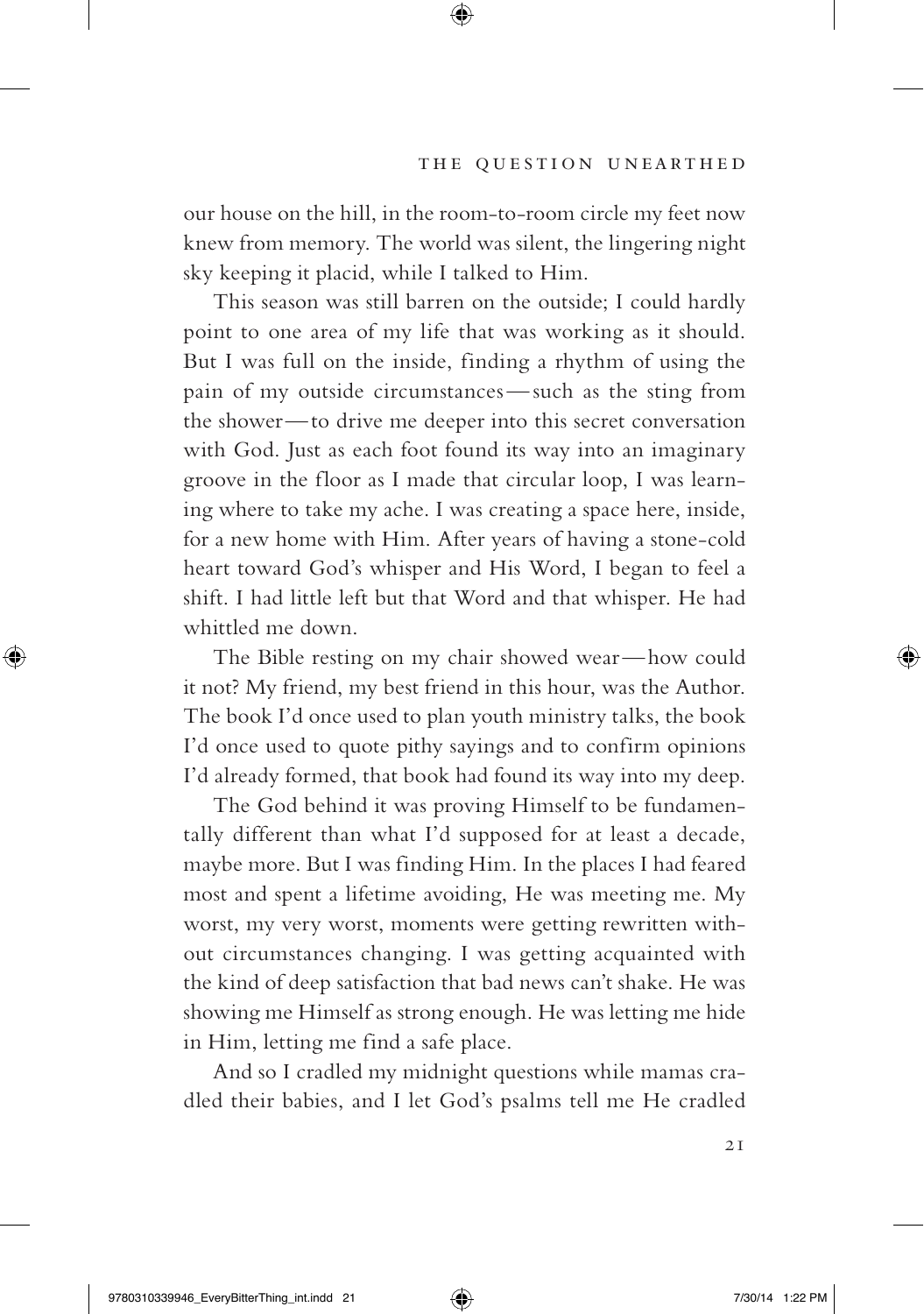our house on the hill, in the room-to-room circle my feet now knew from memory. The world was silent, the lingering night sky keeping it placid, while I talked to Him.

This season was still barren on the outside; I could hardly point to one area of my life that was working as it should. But I was full on the inside, finding a rhythm of using the pain of my outside circumstances—such as the sting from the shower—to drive me deeper into this secret conversation with God. Just as each foot found its way into an imaginary groove in the floor as I made that circular loop, I was learning where to take my ache. I was creating a space here, inside, for a new home with Him. After years of having a stone-cold heart toward God's whisper and His Word, I began to feel a shift. I had little left but that Word and that whisper. He had whittled me down.

The Bible resting on my chair showed wear—how could it not? My friend, my best friend in this hour, was the Author. The book I'd once used to plan youth ministry talks, the book I'd once used to quote pithy sayings and to confirm opinions I'd already formed, that book had found its way into my deep.

The God behind it was proving Himself to be fundamentally different than what I'd supposed for at least a decade, maybe more. But I was finding Him. In the places I had feared most and spent a lifetime avoiding, He was meeting me. My worst, my very worst, moments were getting rewritten without circumstances changing. I was getting acquainted with the kind of deep satisfaction that bad news can't shake. He was showing me Himself as strong enough. He was letting me hide in Him, letting me find a safe place.

And so I cradled my midnight questions while mamas cradled their babies, and I let God's psalms tell me He cradled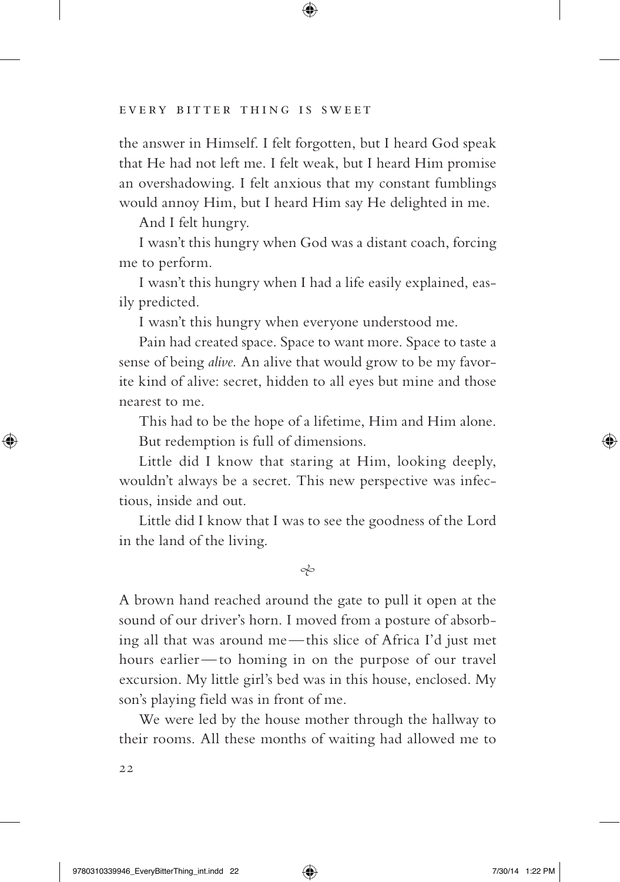the answer in Himself. I felt forgotten, but I heard God speak that He had not left me. I felt weak, but I heard Him promise an overshadowing. I felt anxious that my constant fumblings would annoy Him, but I heard Him say He delighted in me.

And I felt hungry.

I wasn't this hungry when God was a distant coach, forcing me to perform.

I wasn't this hungry when I had a life easily explained, easily predicted.

I wasn't this hungry when everyone understood me.

Pain had created space. Space to want more. Space to taste a sense of being *alive.* An alive that would grow to be my favorite kind of alive: secret, hidden to all eyes but mine and those nearest to me.

This had to be the hope of a lifetime, Him and Him alone.

But redemption is full of dimensions.

Little did I know that staring at Him, looking deeply, wouldn't always be a secret. This new perspective was infectious, inside and out.

Little did I know that I was to see the goodness of the Lord in the land of the living.

❧

A brown hand reached around the gate to pull it open at the sound of our driver's horn. I moved from a posture of absorbing all that was around me—this slice of Africa I'd just met hours earlier—to homing in on the purpose of our travel excursion. My little girl's bed was in this house, enclosed. My son's playing field was in front of me.

We were led by the house mother through the hallway to their rooms. All these months of waiting had allowed me to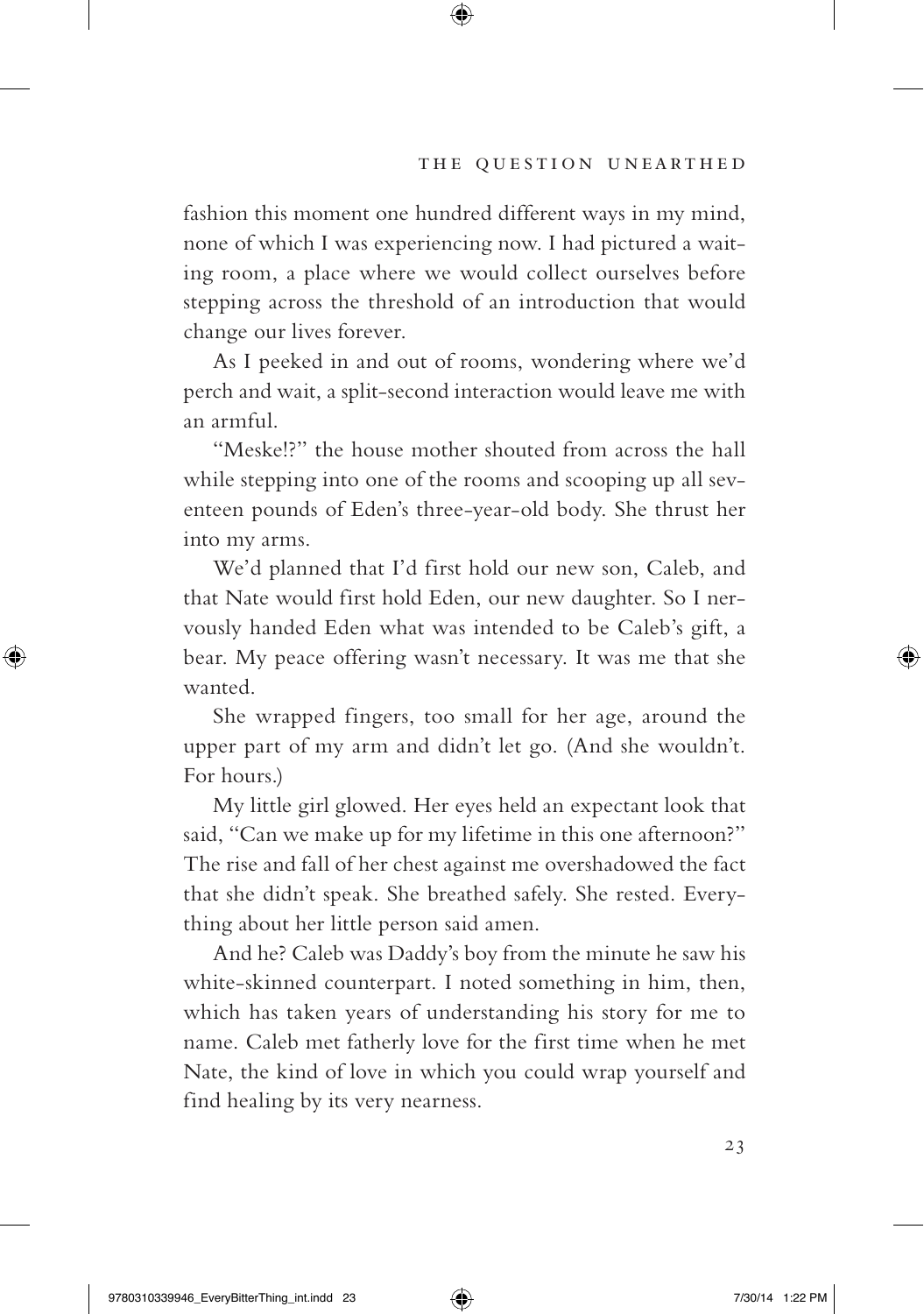fashion this moment one hundred different ways in my mind, none of which I was experiencing now. I had pictured a waiting room, a place where we would collect ourselves before stepping across the threshold of an introduction that would change our lives forever.

As I peeked in and out of rooms, wondering where we'd perch and wait, a split-second interaction would leave me with an armful.

"Meske!?" the house mother shouted from across the hall while stepping into one of the rooms and scooping up all seventeen pounds of Eden's three-year-old body. She thrust her into my arms.

We'd planned that I'd first hold our new son, Caleb, and that Nate would first hold Eden, our new daughter. So I nervously handed Eden what was intended to be Caleb's gift, a bear. My peace offering wasn't necessary. It was me that she wanted.

She wrapped fingers, too small for her age, around the upper part of my arm and didn't let go. (And she wouldn't. For hours.)

My little girl glowed. Her eyes held an expectant look that said, "Can we make up for my lifetime in this one afternoon?" The rise and fall of her chest against me overshadowed the fact that she didn't speak. She breathed safely. She rested. Everything about her little person said amen.

And he? Caleb was Daddy's boy from the minute he saw his white-skinned counterpart. I noted something in him, then, which has taken years of understanding his story for me to name. Caleb met fatherly love for the first time when he met Nate, the kind of love in which you could wrap yourself and find healing by its very nearness.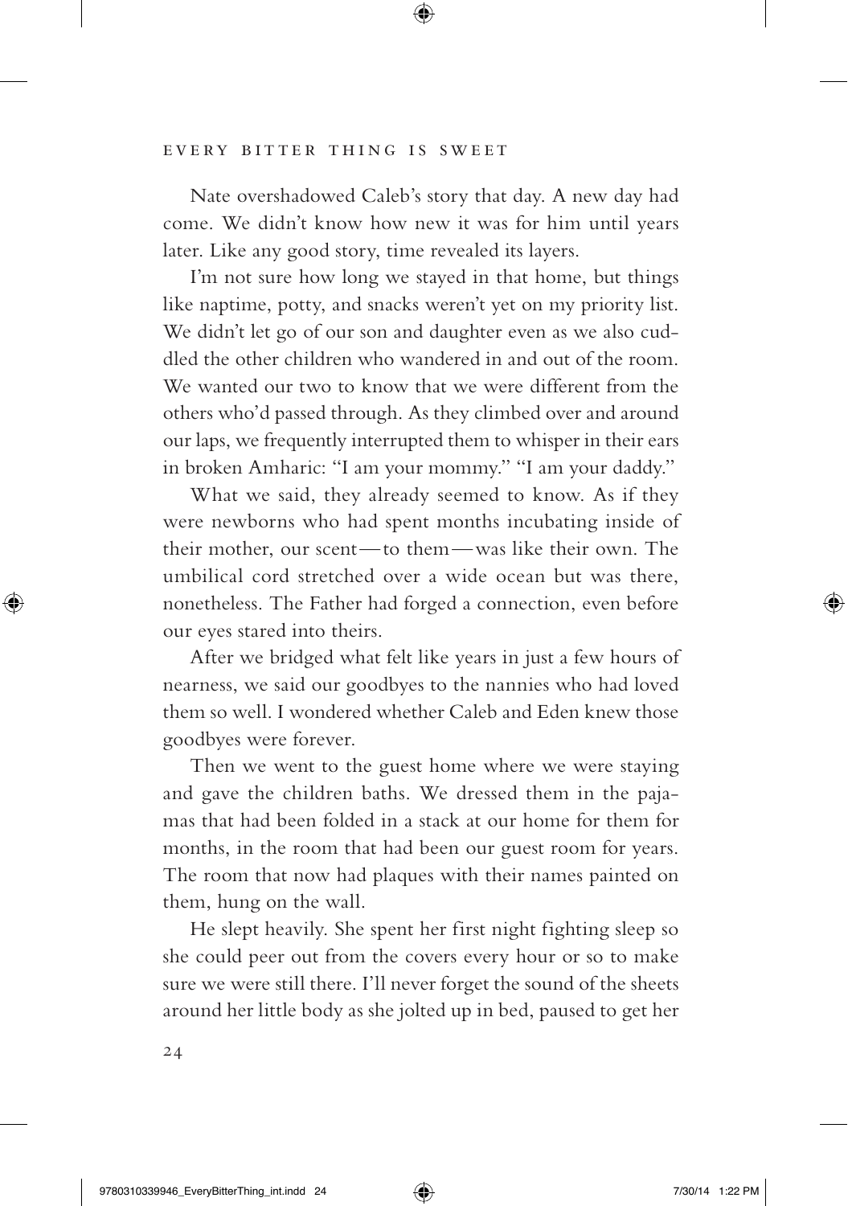Nate overshadowed Caleb's story that day. A new day had come. We didn't know how new it was for him until years later. Like any good story, time revealed its layers.

I'm not sure how long we stayed in that home, but things like naptime, potty, and snacks weren't yet on my priority list. We didn't let go of our son and daughter even as we also cuddled the other children who wandered in and out of the room. We wanted our two to know that we were different from the others who'd passed through. As they climbed over and around our laps, we frequently interrupted them to whisper in their ears in broken Amharic: "I am your mommy." "I am your daddy."

What we said, they already seemed to know. As if they were newborns who had spent months incubating inside of their mother, our scent—to them—was like their own. The umbilical cord stretched over a wide ocean but was there, nonetheless. The Father had forged a connection, even before our eyes stared into theirs.

After we bridged what felt like years in just a few hours of nearness, we said our goodbyes to the nannies who had loved them so well. I wondered whether Caleb and Eden knew those goodbyes were forever.

Then we went to the guest home where we were staying and gave the children baths. We dressed them in the pajamas that had been folded in a stack at our home for them for months, in the room that had been our guest room for years. The room that now had plaques with their names painted on them, hung on the wall.

He slept heavily. She spent her first night fighting sleep so she could peer out from the covers every hour or so to make sure we were still there. I'll never forget the sound of the sheets around her little body as she jolted up in bed, paused to get her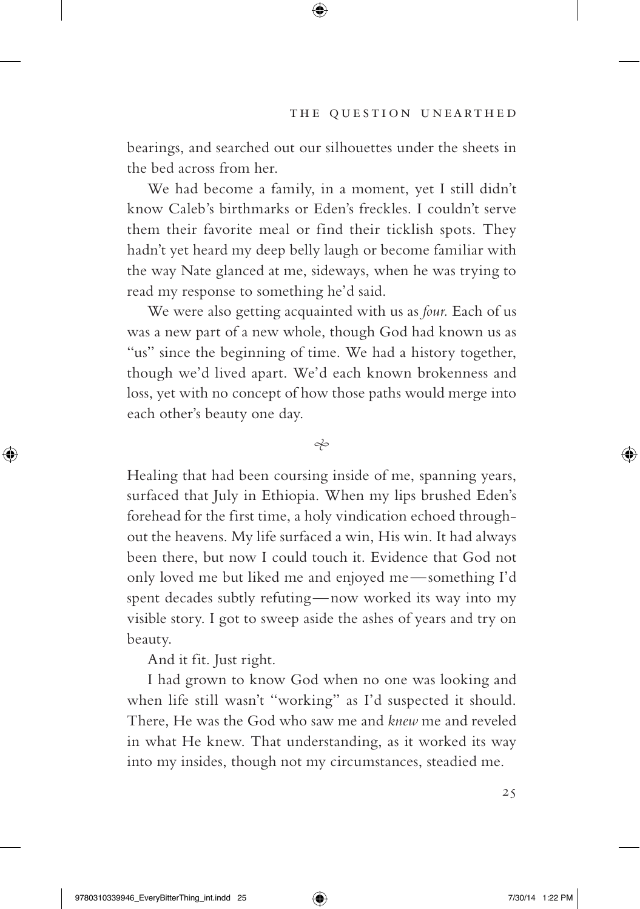bearings, and searched out our silhouettes under the sheets in the bed across from her.

We had become a family, in a moment, yet I still didn't know Caleb's birthmarks or Eden's freckles. I couldn't serve them their favorite meal or find their ticklish spots. They hadn't yet heard my deep belly laugh or become familiar with the way Nate glanced at me, sideways, when he was trying to read my response to something he'd said.

We were also getting acquainted with us as *four.* Each of us was a new part of a new whole, though God had known us as "us" since the beginning of time. We had a history together, though we'd lived apart. We'd each known brokenness and loss, yet with no concept of how those paths would merge into each other's beauty one day.

⁂

Healing that had been coursing inside of me, spanning years, surfaced that July in Ethiopia. When my lips brushed Eden's forehead for the first time, a holy vindication echoed throughout the heavens. My life surfaced a win, His win. It had always been there, but now I could touch it. Evidence that God not only loved me but liked me and enjoyed me—something I'd spent decades subtly refuting—now worked its way into my visible story. I got to sweep aside the ashes of years and try on beauty.

And it fit. Just right.

I had grown to know God when no one was looking and when life still wasn't "working" as I'd suspected it should. There, He was the God who saw me and *knew* me and reveled in what He knew. That understanding, as it worked its way into my insides, though not my circumstances, steadied me.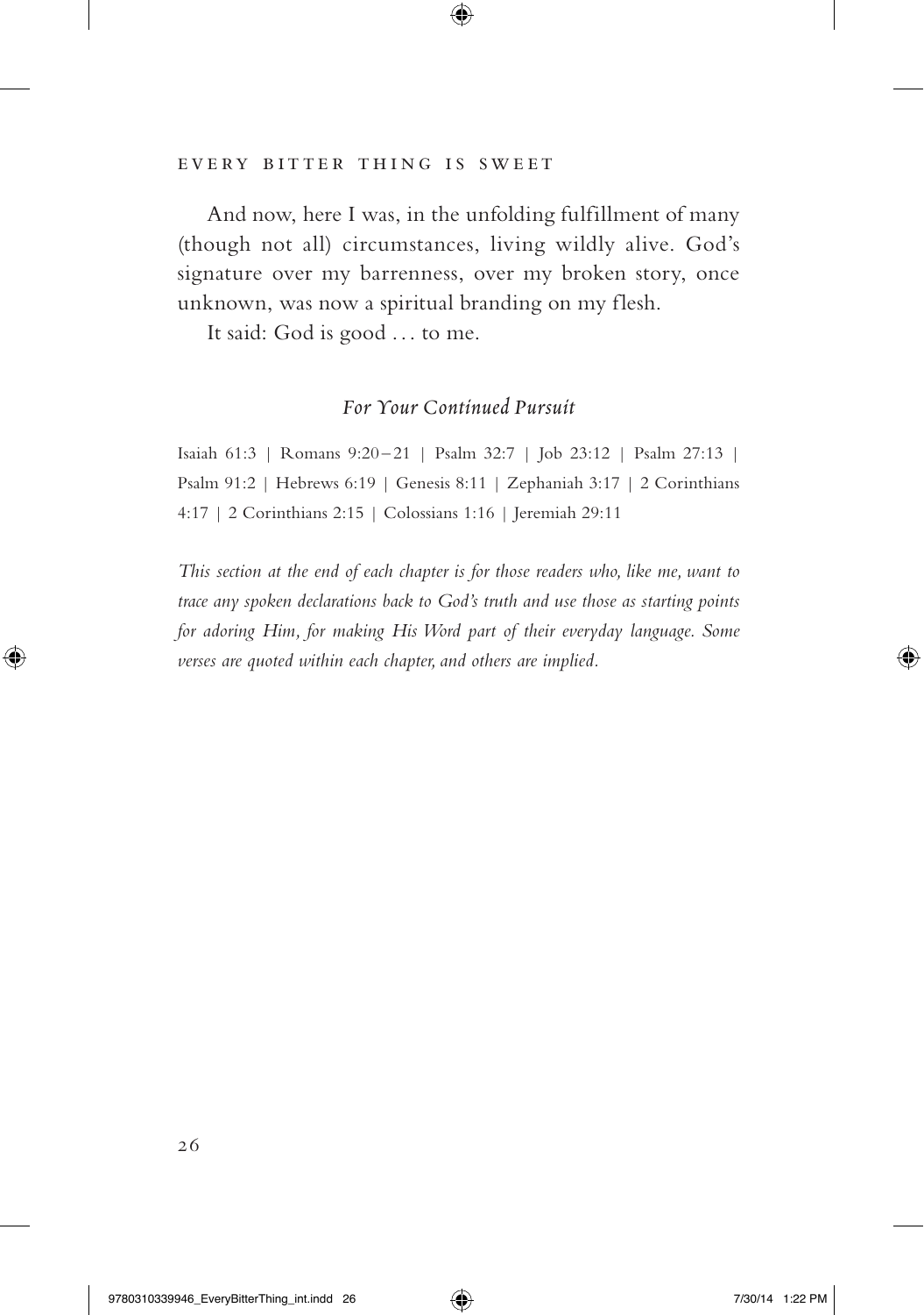And now, here I was, in the unfolding fulfillment of many (though not all) circumstances, living wildly alive. God's signature over my barrenness, over my broken story, once unknown, was now a spiritual branding on my flesh.

It said: God is good . . . to me.

### *For Your Continued Pursuit*

Isaiah 61:3 | Romans 9:20–21 | Psalm 32:7 | Job 23:12 | Psalm 27:13 | Psalm 91:2 | Hebrews 6:19 | Genesis 8:11 | Zephaniah 3:17 | 2 Corinthians 4:17 | 2 Corinthians 2:15 | Colossians 1:16 | Jeremiah 29:11

*This section at the end of each chapter is for those readers who, like me, want to trace any spoken declarations back to God's truth and use those as starting points for adoring Him, for making His Word part of their everyday language. Some verses are quoted within each chapter, and others are implied.*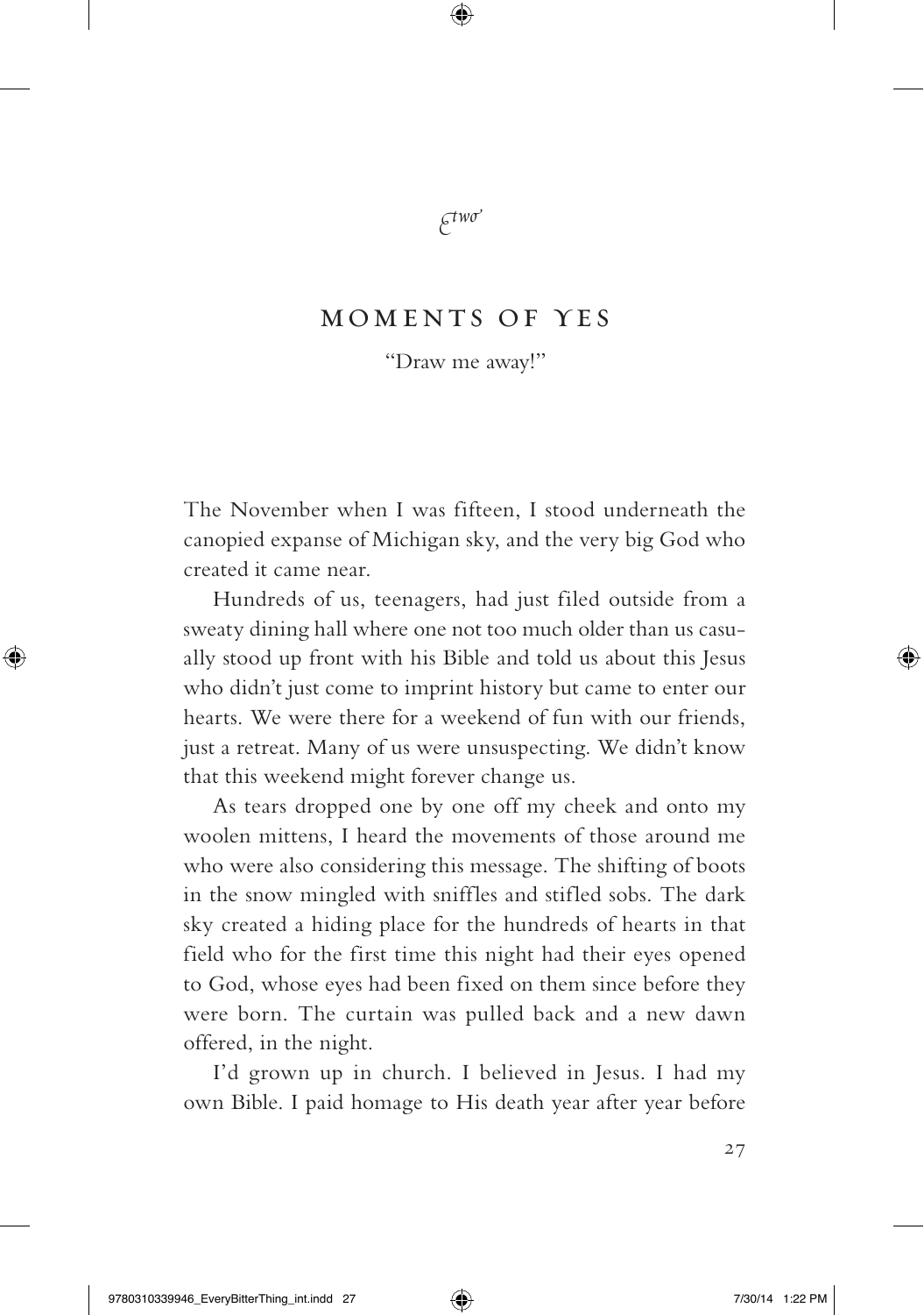*two*

## MOMENTS OF YES

"Draw me away!"

The November when I was fifteen, I stood underneath the canopied expanse of Michigan sky, and the very big God who created it came near.

Hundreds of us, teenagers, had just filed outside from a sweaty dining hall where one not too much older than us casually stood up front with his Bible and told us about this Jesus who didn't just come to imprint history but came to enter our hearts. We were there for a weekend of fun with our friends, just a retreat. Many of us were unsuspecting. We didn't know that this weekend might forever change us.

As tears dropped one by one off my cheek and onto my woolen mittens, I heard the movements of those around me who were also considering this message. The shifting of boots in the snow mingled with sniffles and stifled sobs. The dark sky created a hiding place for the hundreds of hearts in that field who for the first time this night had their eyes opened to God, whose eyes had been fixed on them since before they were born. The curtain was pulled back and a new dawn offered, in the night.

I'd grown up in church. I believed in Jesus. I had my own Bible. I paid homage to His death year after year before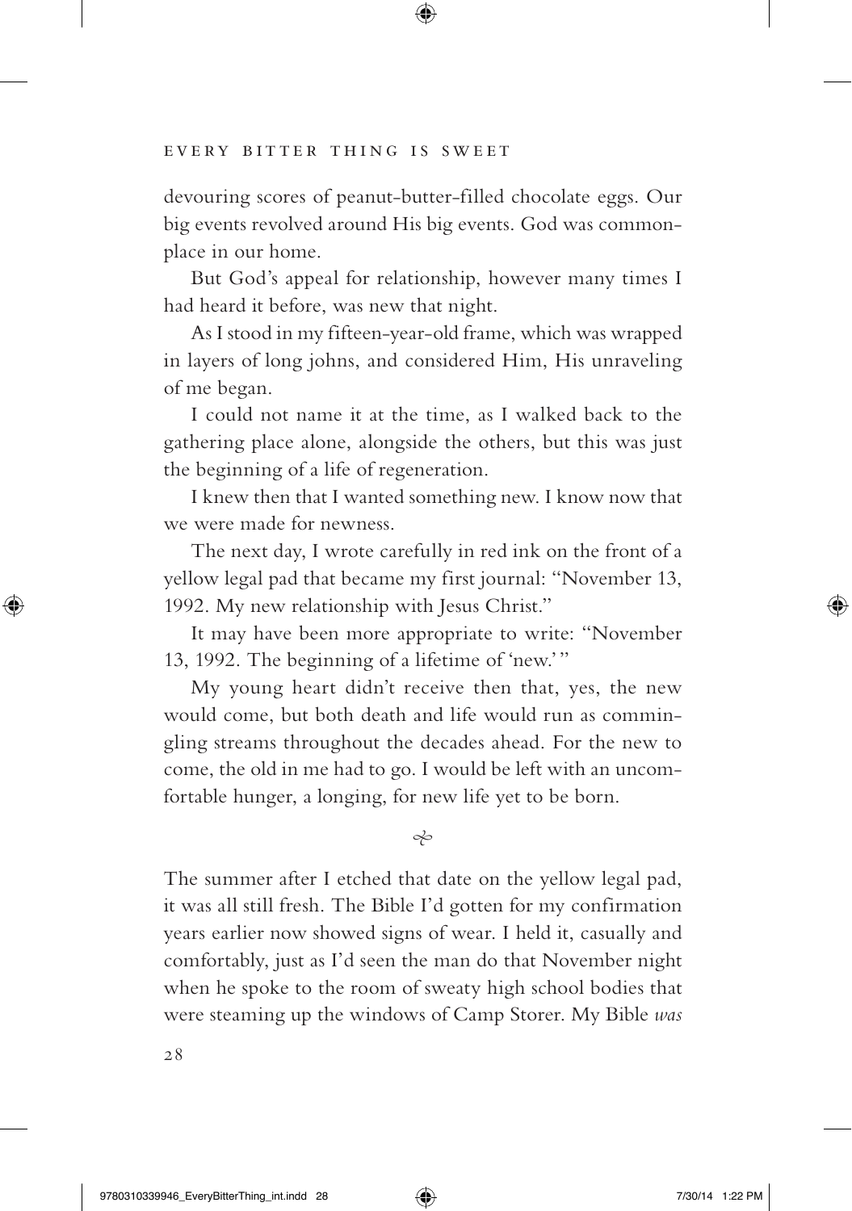devouring scores of peanut-butter-filled chocolate eggs. Our big events revolved around His big events. God was commonplace in our home.

But God's appeal for relationship, however many times I had heard it before, was new that night.

As I stood in my fifteen-year-old frame, which was wrapped in layers of long johns, and considered Him, His unraveling of me began.

I could not name it at the time, as I walked back to the gathering place alone, alongside the others, but this was just the beginning of a life of regeneration.

I knew then that I wanted something new. I know now that we were made for newness.

The next day, I wrote carefully in red ink on the front of a yellow legal pad that became my first journal: "November 13, 1992. My new relationship with Jesus Christ."

It may have been more appropriate to write: "November 13, 1992. The beginning of a lifetime of 'new.'"

My young heart didn't receive then that, yes, the new would come, but both death and life would run as commingling streams throughout the decades ahead. For the new to come, the old in me had to go. I would be left with an uncomfortable hunger, a longing, for new life yet to be born.

❧

The summer after I etched that date on the yellow legal pad, it was all still fresh. The Bible I'd gotten for my confirmation years earlier now showed signs of wear. I held it, casually and comfortably, just as I'd seen the man do that November night when he spoke to the room of sweaty high school bodies that were steaming up the windows of Camp Storer. My Bible *was*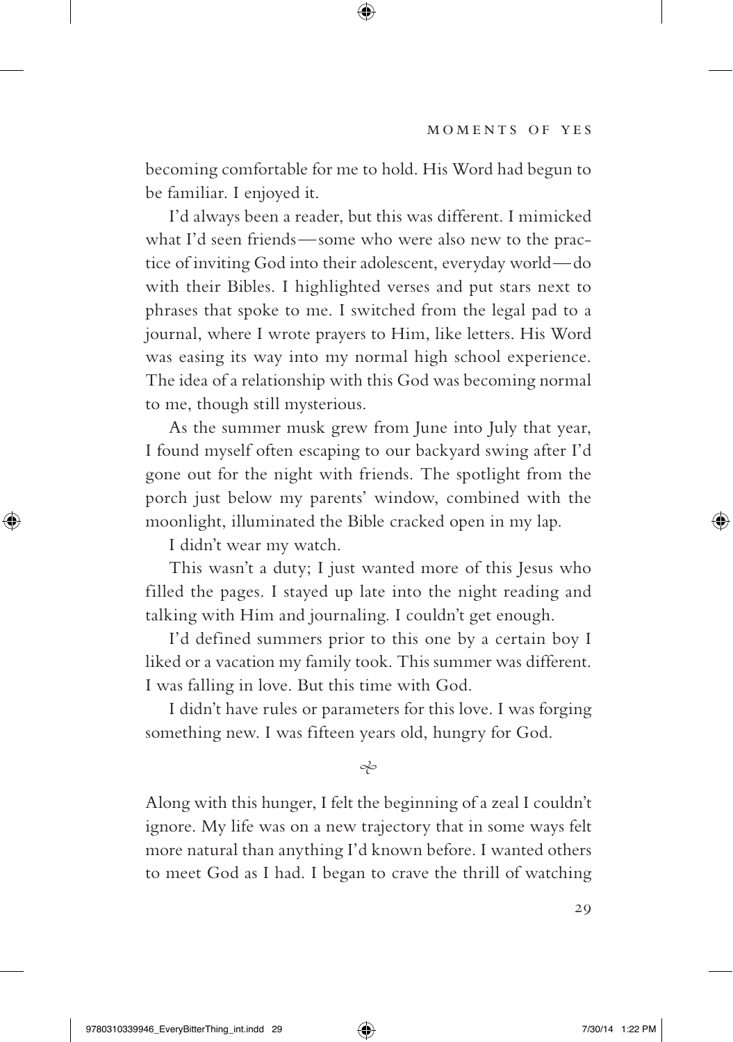becoming comfortable for me to hold. His Word had begun to be familiar. I enjoyed it.

I'd always been a reader, but this was different. I mimicked what I'd seen friends—some who were also new to the practice of inviting God into their adolescent, everyday world—do with their Bibles. I highlighted verses and put stars next to phrases that spoke to me. I switched from the legal pad to a journal, where I wrote prayers to Him, like letters. His Word was easing its way into my normal high school experience. The idea of a relationship with this God was becoming normal to me, though still mysterious.

As the summer musk grew from June into July that year, I found myself often escaping to our backyard swing after I'd gone out for the night with friends. The spotlight from the porch just below my parents' window, combined with the moonlight, illuminated the Bible cracked open in my lap.

I didn't wear my watch.

This wasn't a duty; I just wanted more of this Jesus who filled the pages. I stayed up late into the night reading and talking with Him and journaling. I couldn't get enough.

I'd defined summers prior to this one by a certain boy I liked or a vacation my family took. This summer was different. I was falling in love. But this time with God.

I didn't have rules or parameters for this love. I was forging something new. I was fifteen years old, hungry for God.

❧

Along with this hunger, I felt the beginning of a zeal I couldn't ignore. My life was on a new trajectory that in some ways felt more natural than anything I'd known before. I wanted others to meet God as I had. I began to crave the thrill of watching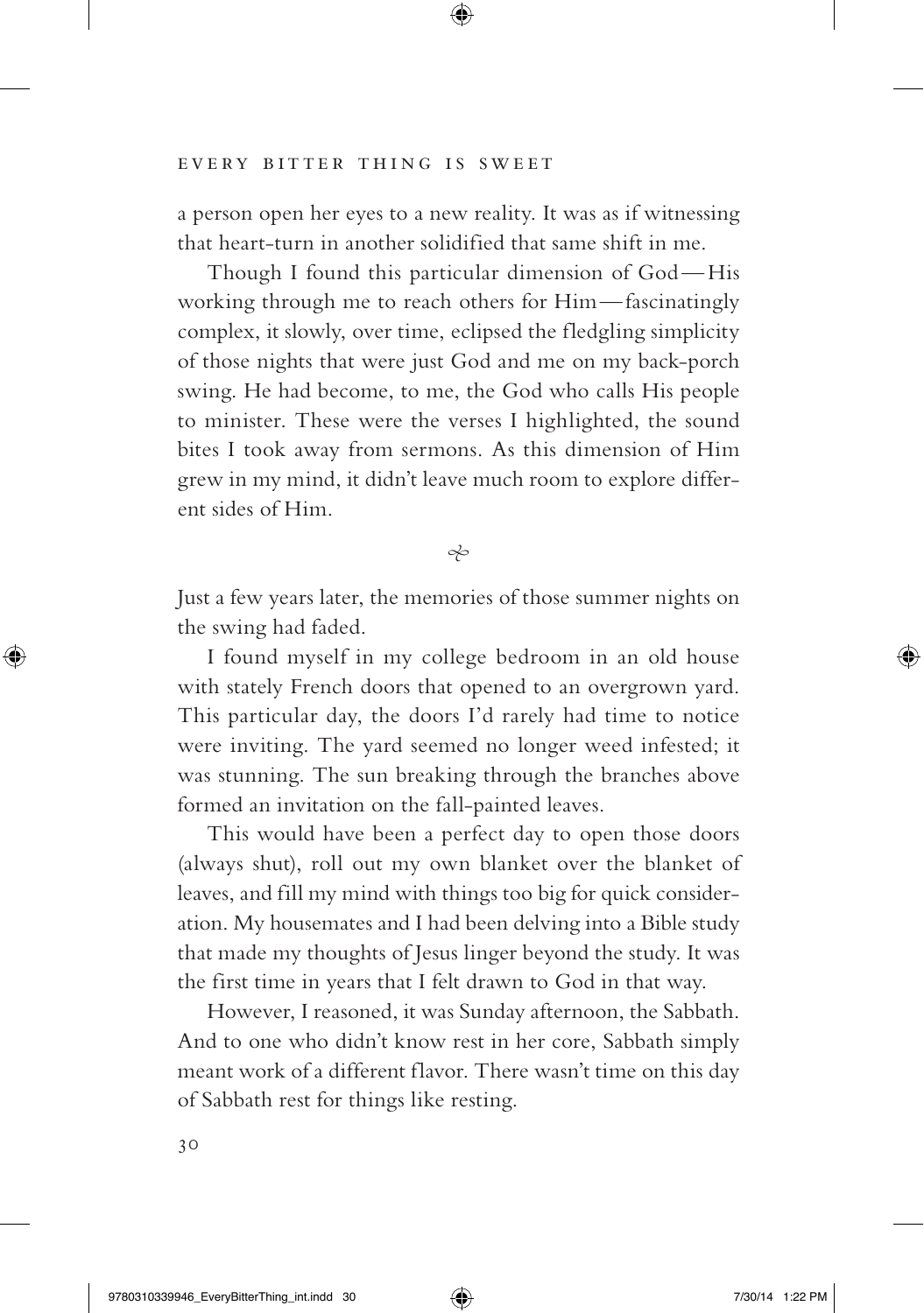a person open her eyes to a new reality. It was as if witnessing that heart-turn in another solidified that same shift in me.

Though I found this particular dimension of God — His working through me to reach others for Him — fascinatingly complex, it slowly, over time, eclipsed the fledgling simplicity of those nights that were just God and me on my back-porch swing. He had become, to me, the God who calls His people to minister. These were the verses I highlighted, the sound bites I took away from sermons. As this dimension of Him grew in my mind, it didn't leave much room to explore different sides of Him.

❧

Just a few years later, the memories of those summer nights on the swing had faded.

I found myself in my college bedroom in an old house with stately French doors that opened to an overgrown yard. This particular day, the doors I'd rarely had time to notice were inviting. The yard seemed no longer weed infested; it was stunning. The sun breaking through the branches above formed an invitation on the fall-painted leaves.

This would have been a perfect day to open those doors (always shut), roll out my own blanket over the blanket of leaves, and fill my mind with things too big for quick consideration. My housemates and I had been delving into a Bible study that made my thoughts of Jesus linger beyond the study. It was the first time in years that I felt drawn to God in that way.

However, I reasoned, it was Sunday afternoon, the Sabbath. And to one who didn't know rest in her core, Sabbath simply meant work of a different flavor. There wasn't time on this day of Sabbath rest for things like resting.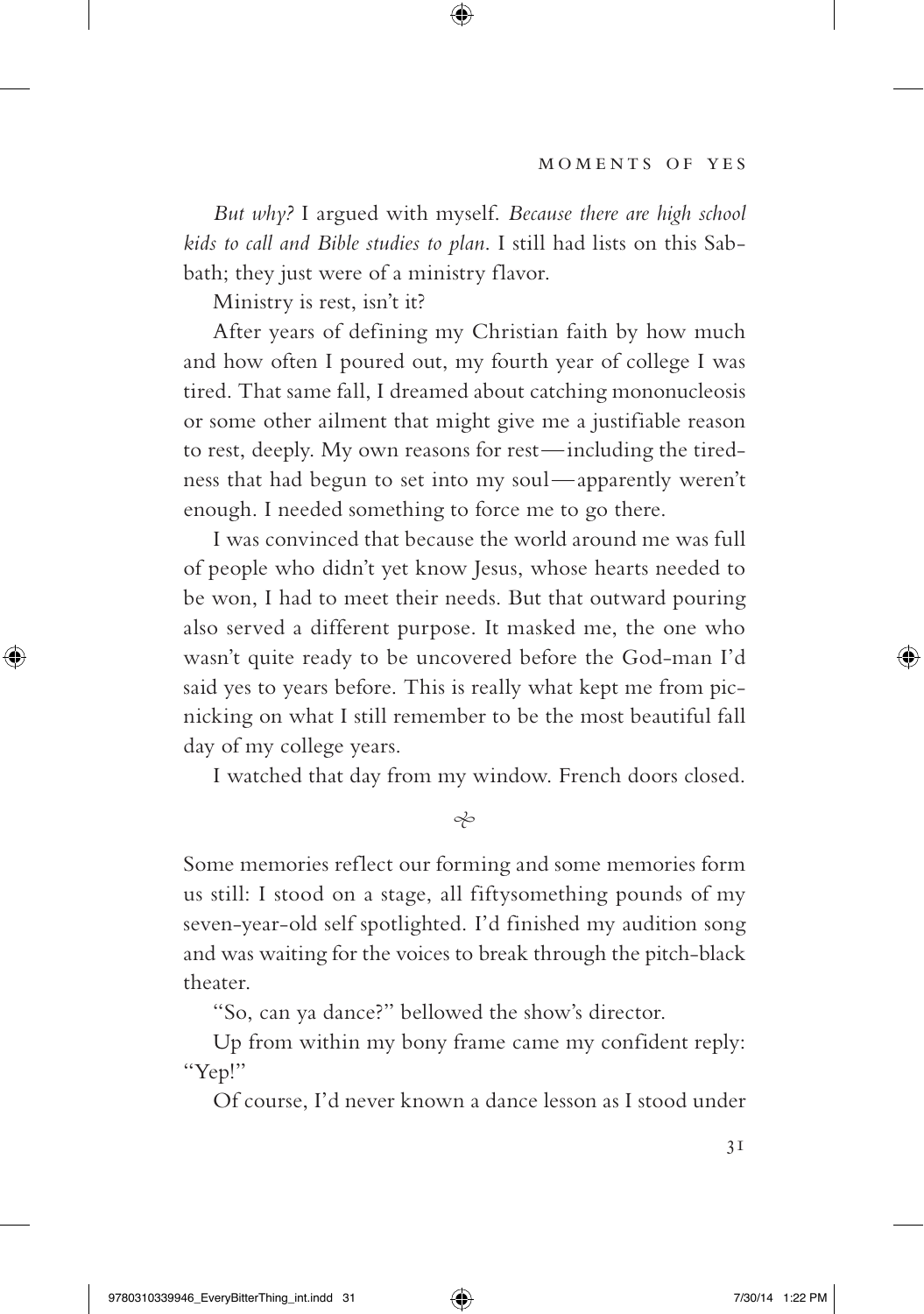*But why?* I argued with myself. *Because there are high school kids to call and Bible studies to plan.* I still had lists on this Sabbath; they just were of a ministry flavor.

Ministry is rest, isn't it?

After years of defining my Christian faith by how much and how often I poured out, my fourth year of college I was tired. That same fall, I dreamed about catching mononucleosis or some other ailment that might give me a justifiable reason to rest, deeply. My own reasons for rest—including the tiredness that had begun to set into my soul—apparently weren't enough. I needed something to force me to go there.

I was convinced that because the world around me was full of people who didn't yet know Jesus, whose hearts needed to be won, I had to meet their needs. But that outward pouring also served a different purpose. It masked me, the one who wasn't quite ready to be uncovered before the God-man I'd said yes to years before. This is really what kept me from picnicking on what I still remember to be the most beautiful fall day of my college years.

I watched that day from my window. French doors closed.

---

Some memories reflect our forming and some memories form us still: I stood on a stage, all fiftysomething pounds of my seven-year-old self spotlighted. I'd finished my audition song and was waiting for the voices to break through the pitch-black theater.

"So, can ya dance?" bellowed the show's director.

Up from within my bony frame came my confident reply: "Yep!"

Of course, I'd never known a dance lesson as I stood under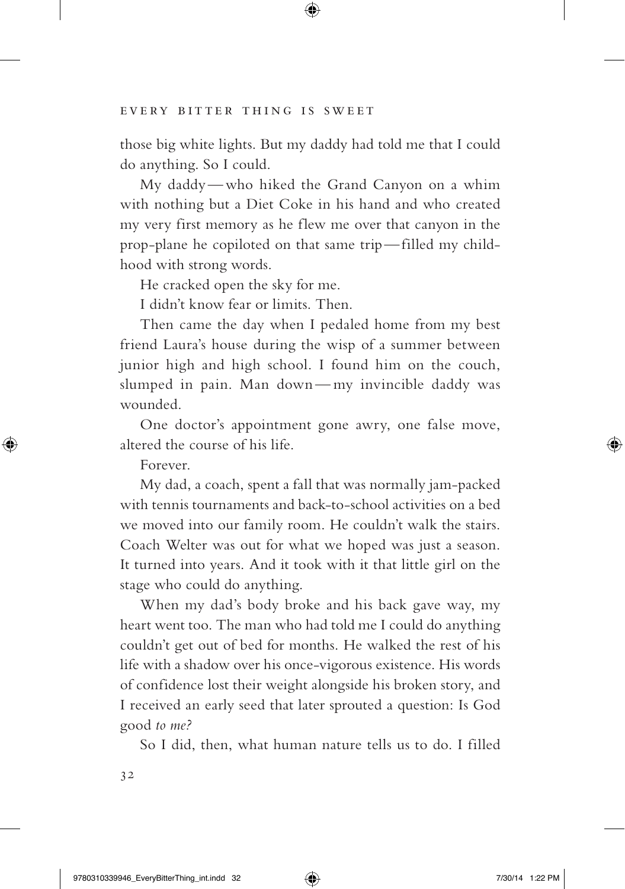those big white lights. But my daddy had told me that I could do anything. So I could.

My daddy — who hiked the Grand Canyon on a whim with nothing but a Diet Coke in his hand and who created my very first memory as he flew me over that canyon in the prop-plane he copiloted on that same trip — filled my childhood with strong words.

He cracked open the sky for me.

I didn't know fear or limits. Then.

Then came the day when I pedaled home from my best friend Laura's house during the wisp of a summer between junior high and high school. I found him on the couch, slumped in pain. Man down — my invincible daddy was wounded.

One doctor's appointment gone awry, one false move, altered the course of his life.

Forever.

My dad, a coach, spent a fall that was normally jam-packed with tennis tournaments and back-to-school activities on a bed we moved into our family room. He couldn't walk the stairs. Coach Welter was out for what we hoped was just a season. It turned into years. And it took with it that little girl on the stage who could do anything.

When my dad's body broke and his back gave way, my heart went too. The man who had told me I could do anything couldn't get out of bed for months. He walked the rest of his life with a shadow over his once-vigorous existence. His words of confidence lost their weight alongside his broken story, and I received an early seed that later sprouted a question: Is God good *to me?*

So I did, then, what human nature tells us to do. I filled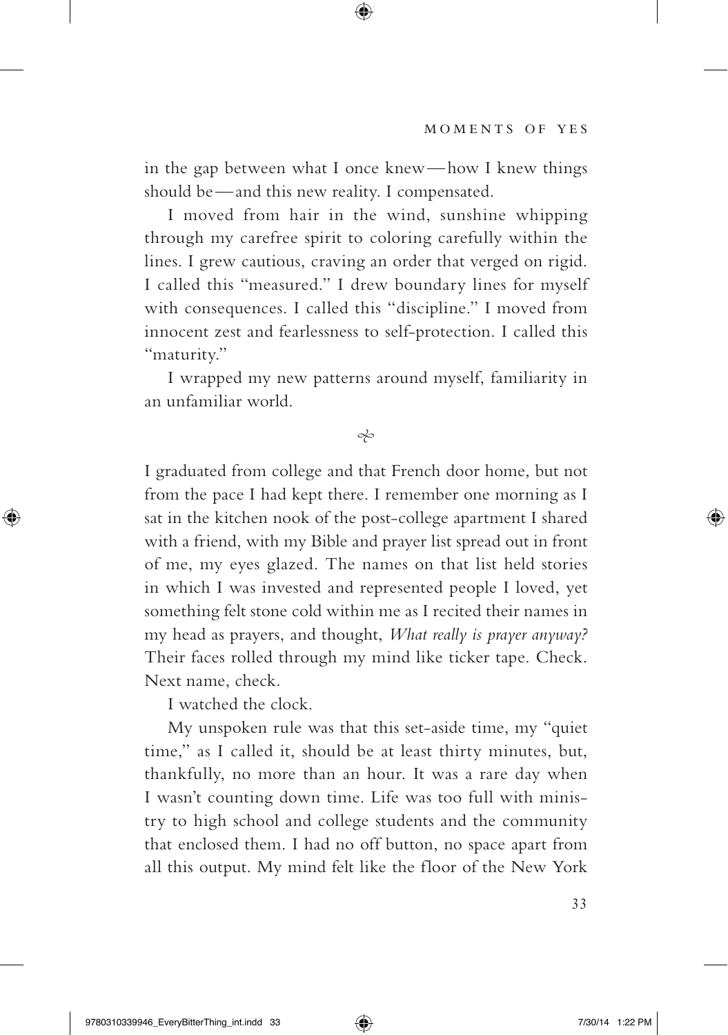in the gap between what I once knew—how I knew things should be—and this new reality. I compensated.

I moved from hair in the wind, sunshine whipping through my carefree spirit to coloring carefully within the lines. I grew cautious, craving an order that verged on rigid. I called this "measured." I drew boundary lines for myself with consequences. I called this "discipline." I moved from innocent zest and fearlessness to self-protection. I called this "maturity."

I wrapped my new patterns around myself, familiarity in an unfamiliar world.

❧

I graduated from college and that French door home, but not from the pace I had kept there. I remember one morning as I sat in the kitchen nook of the post-college apartment I shared with a friend, with my Bible and prayer list spread out in front of me, my eyes glazed. The names on that list held stories in which I was invested and represented people I loved, yet something felt stone cold within me as I recited their names in my head as prayers, and thought, *What really is prayer anyway?* Their faces rolled through my mind like ticker tape. Check. Next name, check.

I watched the clock.

My unspoken rule was that this set-aside time, my "quiet time," as I called it, should be at least thirty minutes, but, thankfully, no more than an hour. It was a rare day when I wasn't counting down time. Life was too full with ministry to high school and college students and the community that enclosed them. I had no off button, no space apart from all this output. My mind felt like the floor of the New York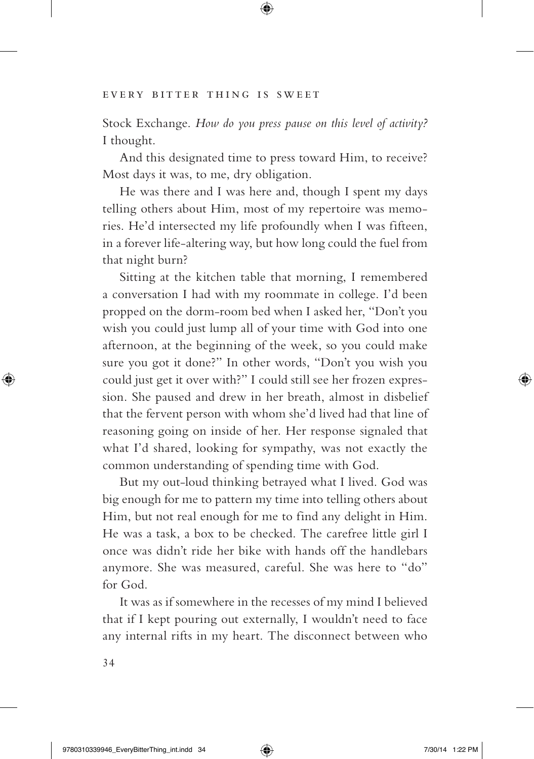Stock Exchange. *How do you press pause on this level of activity?* I thought.

And this designated time to press toward Him, to receive? Most days it was, to me, dry obligation.

He was there and I was here and, though I spent my days telling others about Him, most of my repertoire was memories. He'd intersected my life profoundly when I was fifteen, in a forever life-altering way, but how long could the fuel from that night burn?

Sitting at the kitchen table that morning, I remembered a conversation I had with my roommate in college. I'd been propped on the dorm-room bed when I asked her, "Don't you wish you could just lump all of your time with God into one afternoon, at the beginning of the week, so you could make sure you got it done?" In other words, "Don't you wish you could just get it over with?" I could still see her frozen expression. She paused and drew in her breath, almost in disbelief that the fervent person with whom she'd lived had that line of reasoning going on inside of her. Her response signaled that what I'd shared, looking for sympathy, was not exactly the common understanding of spending time with God.

But my out-loud thinking betrayed what I lived. God was big enough for me to pattern my time into telling others about Him, but not real enough for me to find any delight in Him. He was a task, a box to be checked. The carefree little girl I once was didn't ride her bike with hands off the handlebars anymore. She was measured, careful. She was here to "do" for God.

It was as if somewhere in the recesses of my mind I believed that if I kept pouring out externally, I wouldn't need to face any internal rifts in my heart. The disconnect between who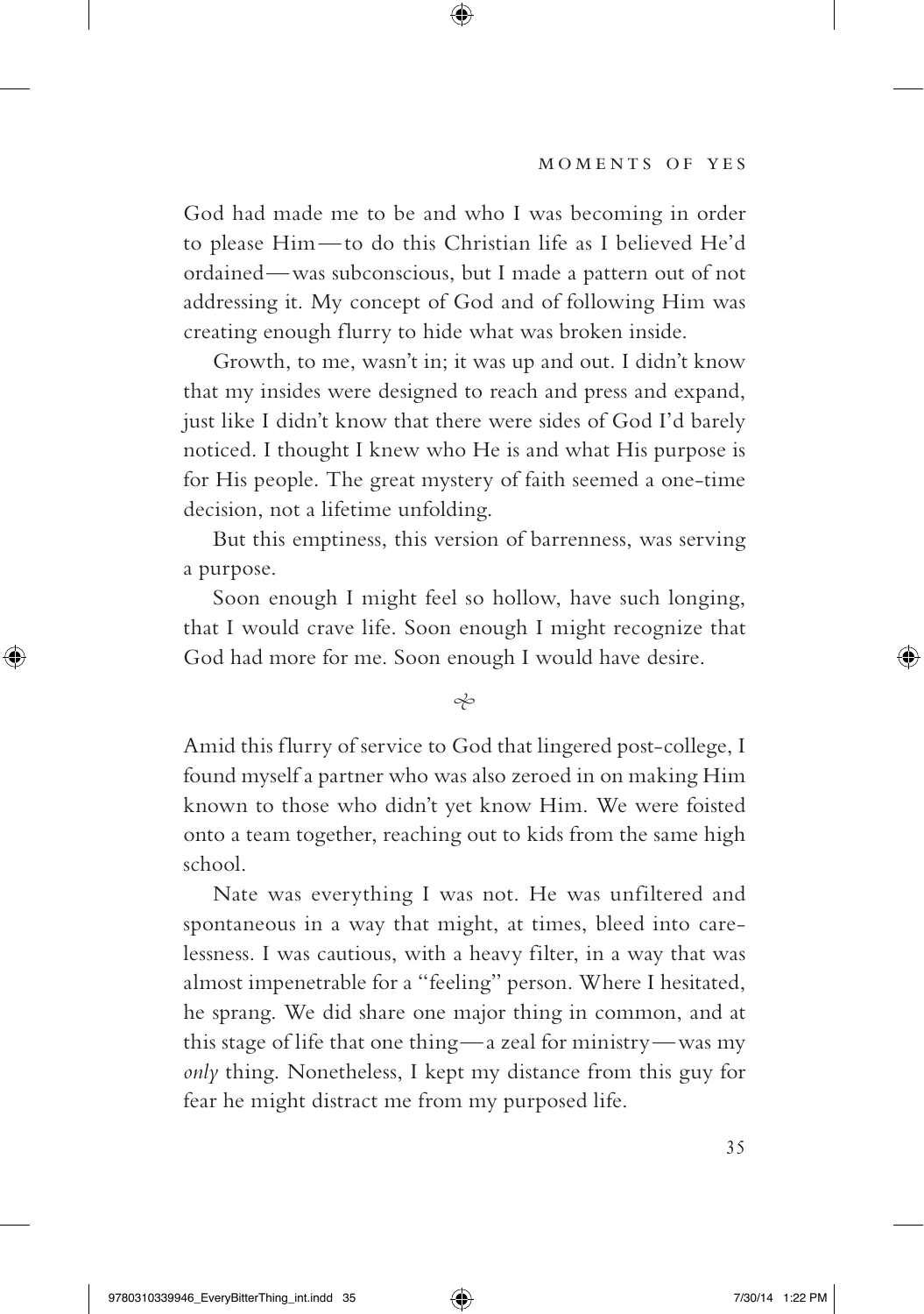God had made me to be and who I was becoming in order to please Him—to do this Christian life as I believed He'd ordained—was subconscious, but I made a pattern out of not addressing it. My concept of God and of following Him was creating enough flurry to hide what was broken inside.

Growth, to me, wasn't in; it was up and out. I didn't know that my insides were designed to reach and press and expand, just like I didn't know that there were sides of God I'd barely noticed. I thought I knew who He is and what His purpose is for His people. The great mystery of faith seemed a one-time decision, not a lifetime unfolding.

But this emptiness, this version of barrenness, was serving a purpose.

Soon enough I might feel so hollow, have such longing, that I would crave life. Soon enough I might recognize that God had more for me. Soon enough I would have desire.

❧

Amid this flurry of service to God that lingered post-college, I found myself a partner who was also zeroed in on making Him known to those who didn't yet know Him. We were foisted onto a team together, reaching out to kids from the same high school.

Nate was everything I was not. He was unfiltered and spontaneous in a way that might, at times, bleed into carelessness. I was cautious, with a heavy filter, in a way that was almost impenetrable for a "feeling" person. Where I hesitated, he sprang. We did share one major thing in common, and at this stage of life that one thing—a zeal for ministry—was my *only* thing. Nonetheless, I kept my distance from this guy for fear he might distract me from my purposed life.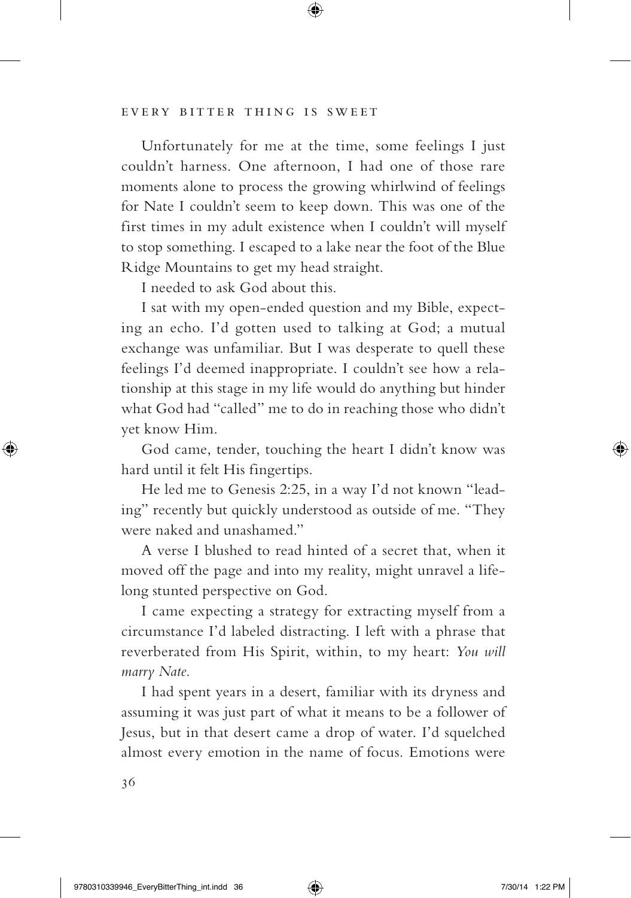Unfortunately for me at the time, some feelings I just couldn't harness. One afternoon, I had one of those rare moments alone to process the growing whirlwind of feelings for Nate I couldn't seem to keep down. This was one of the first times in my adult existence when I couldn't will myself to stop something. I escaped to a lake near the foot of the Blue Ridge Mountains to get my head straight.

I needed to ask God about this.

I sat with my open-ended question and my Bible, expecting an echo. I'd gotten used to talking at God; a mutual exchange was unfamiliar. But I was desperate to quell these feelings I'd deemed inappropriate. I couldn't see how a relationship at this stage in my life would do anything but hinder what God had "called" me to do in reaching those who didn't yet know Him.

God came, tender, touching the heart I didn't know was hard until it felt His fingertips.

He led me to Genesis 2:25, in a way I'd not known "leading" recently but quickly understood as outside of me. "They were naked and unashamed."

A verse I blushed to read hinted of a secret that, when it moved off the page and into my reality, might unravel a lifelong stunted perspective on God.

I came expecting a strategy for extracting myself from a circumstance I'd labeled distracting. I left with a phrase that reverberated from His Spirit, within, to my heart: *You will marry Nate.*

I had spent years in a desert, familiar with its dryness and assuming it was just part of what it means to be a follower of Jesus, but in that desert came a drop of water. I'd squelched almost every emotion in the name of focus. Emotions were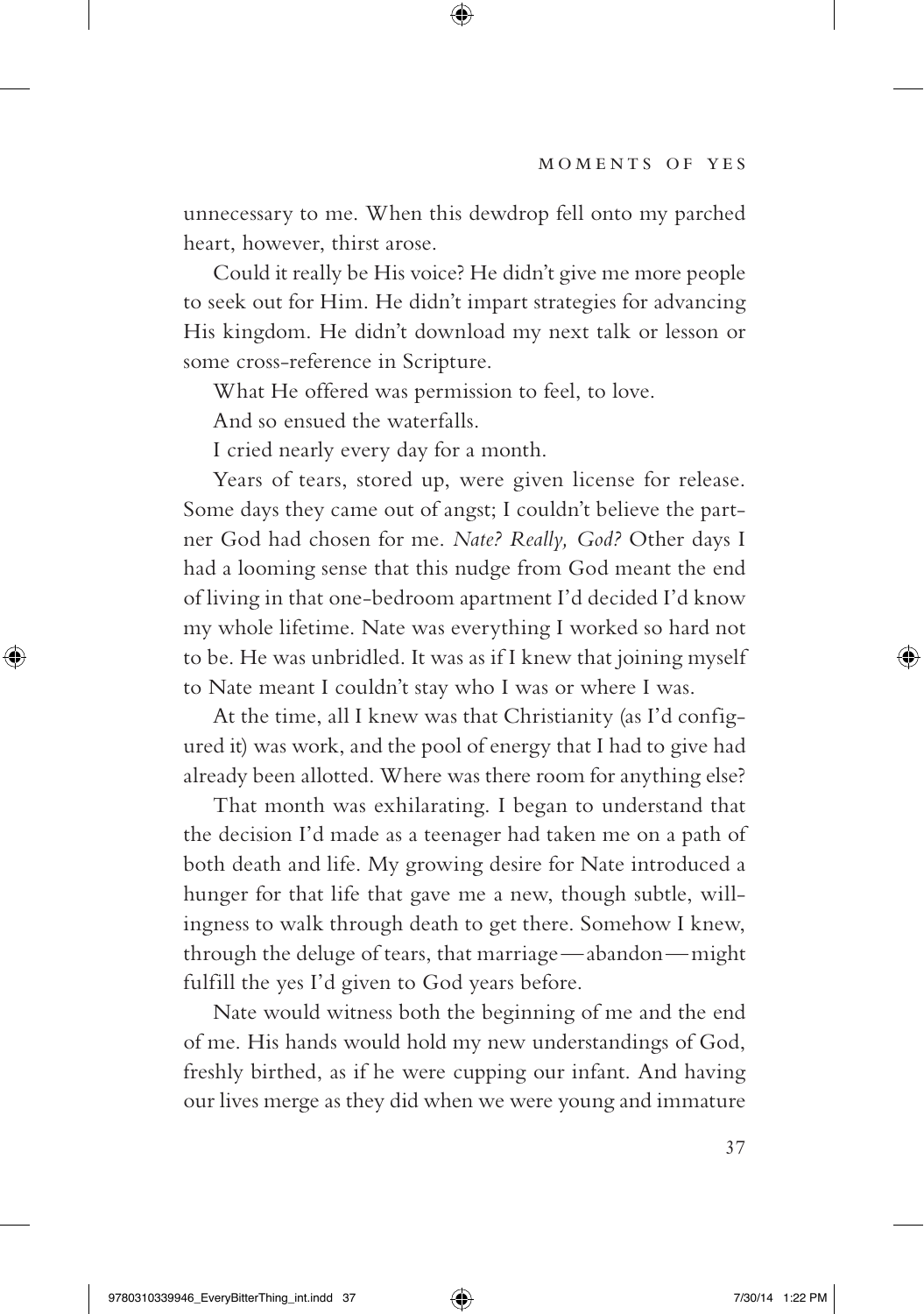unnecessary to me. When this dewdrop fell onto my parched heart, however, thirst arose.

Could it really be His voice? He didn't give me more people to seek out for Him. He didn't impart strategies for advancing His kingdom. He didn't download my next talk or lesson or some cross-reference in Scripture.

What He offered was permission to feel, to love.

And so ensued the waterfalls.

I cried nearly every day for a month.

Years of tears, stored up, were given license for release. Some days they came out of angst; I couldn't believe the partner God had chosen for me. *Nate? Really, God?* Other days I had a looming sense that this nudge from God meant the end of living in that one-bedroom apartment I'd decided I'd know my whole lifetime. Nate was everything I worked so hard not to be. He was unbridled. It was as if I knew that joining myself to Nate meant I couldn't stay who I was or where I was.

At the time, all I knew was that Christianity (as I'd configured it) was work, and the pool of energy that I had to give had already been allotted. Where was there room for anything else?

That month was exhilarating. I began to understand that the decision I'd made as a teenager had taken me on a path of both death and life. My growing desire for Nate introduced a hunger for that life that gave me a new, though subtle, willingness to walk through death to get there. Somehow I knew, through the deluge of tears, that marriage — abandon — might fulfill the yes I'd given to God years before.

Nate would witness both the beginning of me and the end of me. His hands would hold my new understandings of God, freshly birthed, as if he were cupping our infant. And having our lives merge as they did when we were young and immature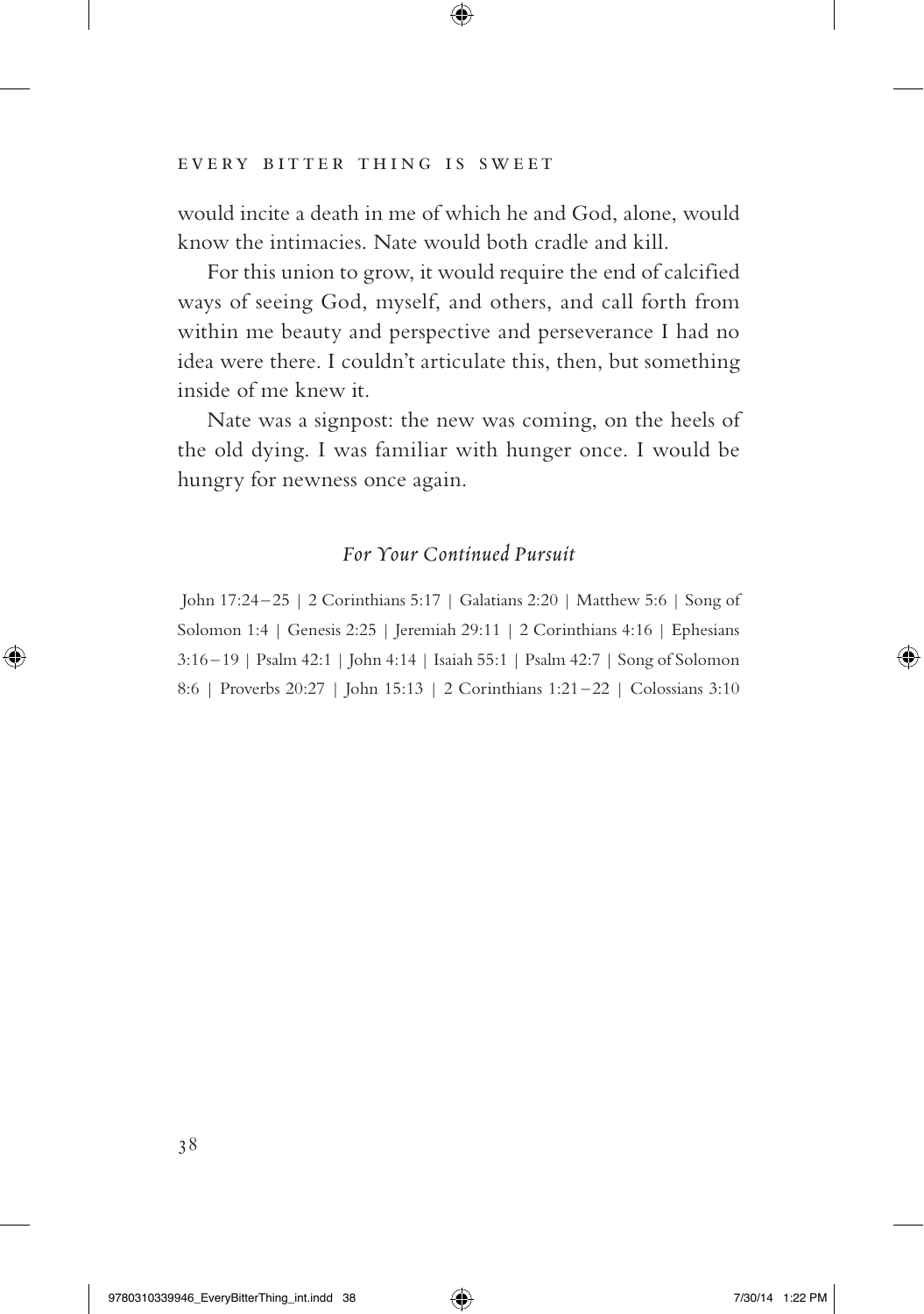would incite a death in me of which he and God, alone, would know the intimacies. Nate would both cradle and kill.

For this union to grow, it would require the end of calcified ways of seeing God, myself, and others, and call forth from within me beauty and perspective and perseverance I had no idea were there. I couldn't articulate this, then, but something inside of me knew it.

Nate was a signpost: the new was coming, on the heels of the old dying. I was familiar with hunger once. I would be hungry for newness once again.

### *For Your Continued Pursuit*

John 17:24–25 | 2 Corinthians 5:17 | Galatians 2:20 | Matthew 5:6 | Song of Solomon 1:4 | Genesis 2:25 | Jeremiah 29:11 | 2 Corinthians 4:16 | Ephesians 3:16–19 | Psalm 42:1 | John 4:14 | Isaiah 55:1 | Psalm 42:7 | Song of Solomon 8:6 | Proverbs 20:27 | John 15:13 | 2 Corinthians 1:21–22 | Colossians 3:10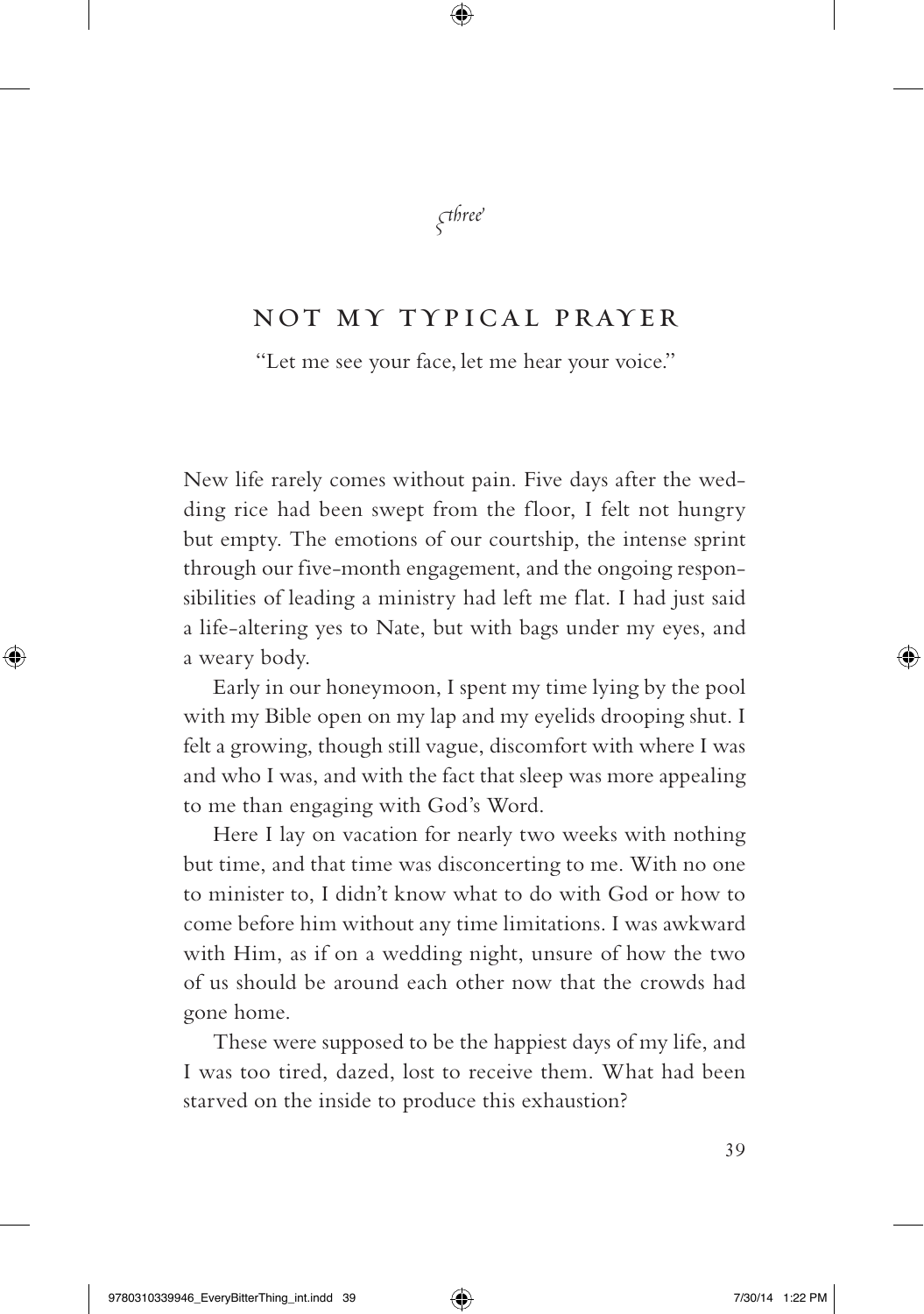*three*

# NOT MY TYPICAL PRAYER

"Let me see your face, let me hear your voice."

New life rarely comes without pain. Five days after the wedding rice had been swept from the floor, I felt not hungry but empty. The emotions of our courtship, the intense sprint through our five-month engagement, and the ongoing responsibilities of leading a ministry had left me flat. I had just said a life-altering yes to Nate, but with bags under my eyes, and a weary body.

Early in our honeymoon, I spent my time lying by the pool with my Bible open on my lap and my eyelids drooping shut. I felt a growing, though still vague, discomfort with where I was and who I was, and with the fact that sleep was more appealing to me than engaging with God's Word.

Here I lay on vacation for nearly two weeks with nothing but time, and that time was disconcerting to me. With no one to minister to, I didn't know what to do with God or how to come before him without any time limitations. I was awkward with Him, as if on a wedding night, unsure of how the two of us should be around each other now that the crowds had gone home.

These were supposed to be the happiest days of my life, and I was too tired, dazed, lost to receive them. What had been starved on the inside to produce this exhaustion?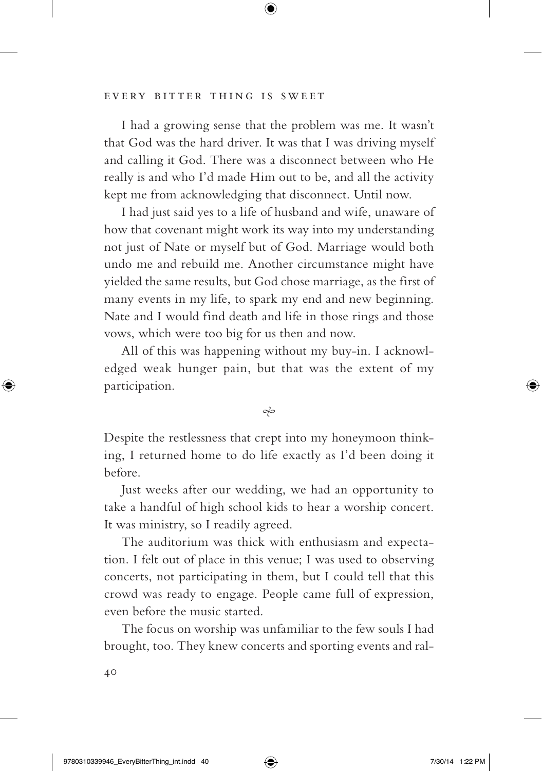I had a growing sense that the problem was me. It wasn't that God was the hard driver. It was that I was driving myself and calling it God. There was a disconnect between who He really is and who I'd made Him out to be, and all the activity kept me from acknowledging that disconnect. Until now.

I had just said yes to a life of husband and wife, unaware of how that covenant might work its way into my understanding not just of Nate or myself but of God. Marriage would both undo me and rebuild me. Another circumstance might have yielded the same results, but God chose marriage, as the first of many events in my life, to spark my end and new beginning. Nate and I would find death and life in those rings and those vows, which were too big for us then and now.

All of this was happening without my buy-in. I acknowledged weak hunger pain, but that was the extent of my participation.

⁂

Despite the restlessness that crept into my honeymoon thinking, I returned home to do life exactly as I'd been doing it before.

Just weeks after our wedding, we had an opportunity to take a handful of high school kids to hear a worship concert. It was ministry, so I readily agreed.

The auditorium was thick with enthusiasm and expectation. I felt out of place in this venue; I was used to observing concerts, not participating in them, but I could tell that this crowd was ready to engage. People came full of expression, even before the music started.

The focus on worship was unfamiliar to the few souls I had brought, too. They knew concerts and sporting events and ral-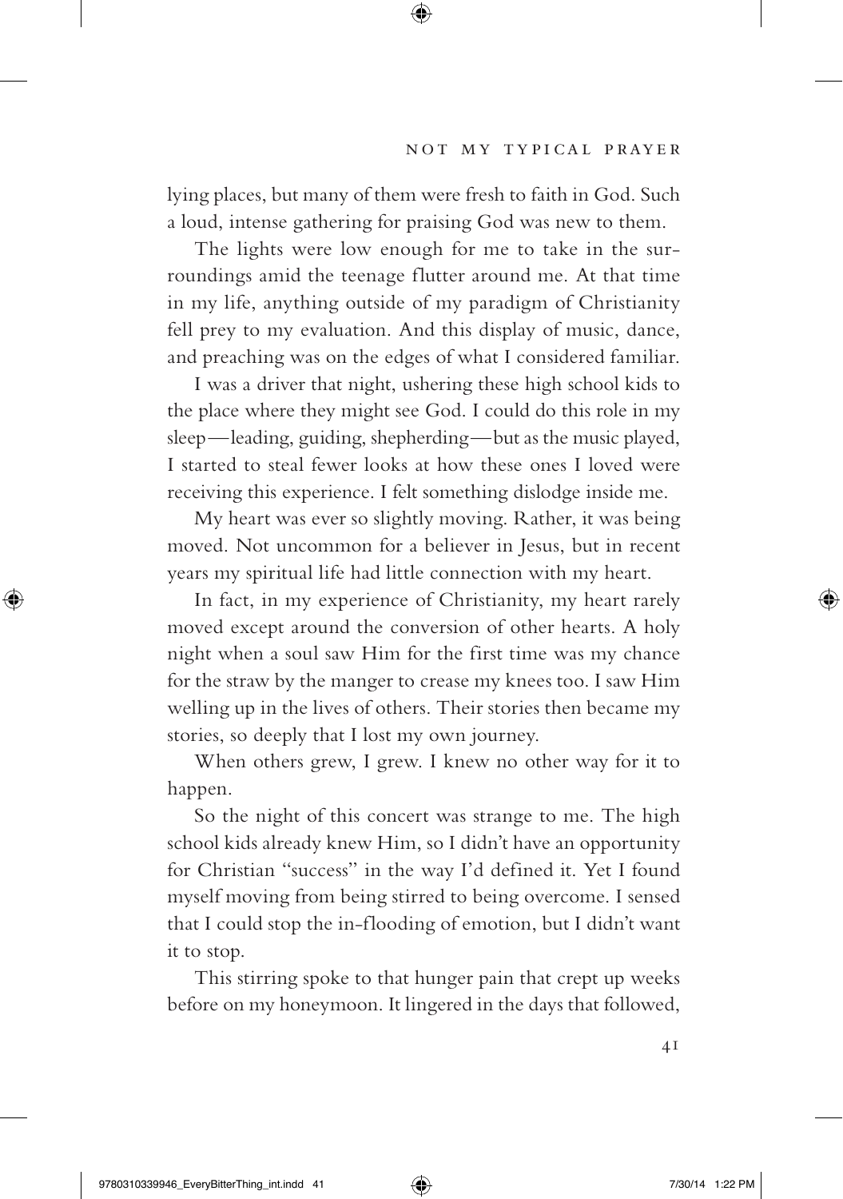lying places, but many of them were fresh to faith in God. Such a loud, intense gathering for praising God was new to them.

The lights were low enough for me to take in the surroundings amid the teenage flutter around me. At that time in my life, anything outside of my paradigm of Christianity fell prey to my evaluation. And this display of music, dance, and preaching was on the edges of what I considered familiar.

I was a driver that night, ushering these high school kids to the place where they might see God. I could do this role in my sleep—leading, guiding, shepherding—but as the music played, I started to steal fewer looks at how these ones I loved were receiving this experience. I felt something dislodge inside me.

My heart was ever so slightly moving. Rather, it was being moved. Not uncommon for a believer in Jesus, but in recent years my spiritual life had little connection with my heart.

In fact, in my experience of Christianity, my heart rarely moved except around the conversion of other hearts. A holy night when a soul saw Him for the first time was my chance for the straw by the manger to crease my knees too. I saw Him welling up in the lives of others. Their stories then became my stories, so deeply that I lost my own journey.

When others grew, I grew. I knew no other way for it to happen.

So the night of this concert was strange to me. The high school kids already knew Him, so I didn't have an opportunity for Christian "success" in the way I'd defined it. Yet I found myself moving from being stirred to being overcome. I sensed that I could stop the in-flooding of emotion, but I didn't want it to stop.

This stirring spoke to that hunger pain that crept up weeks before on my honeymoon. It lingered in the days that followed,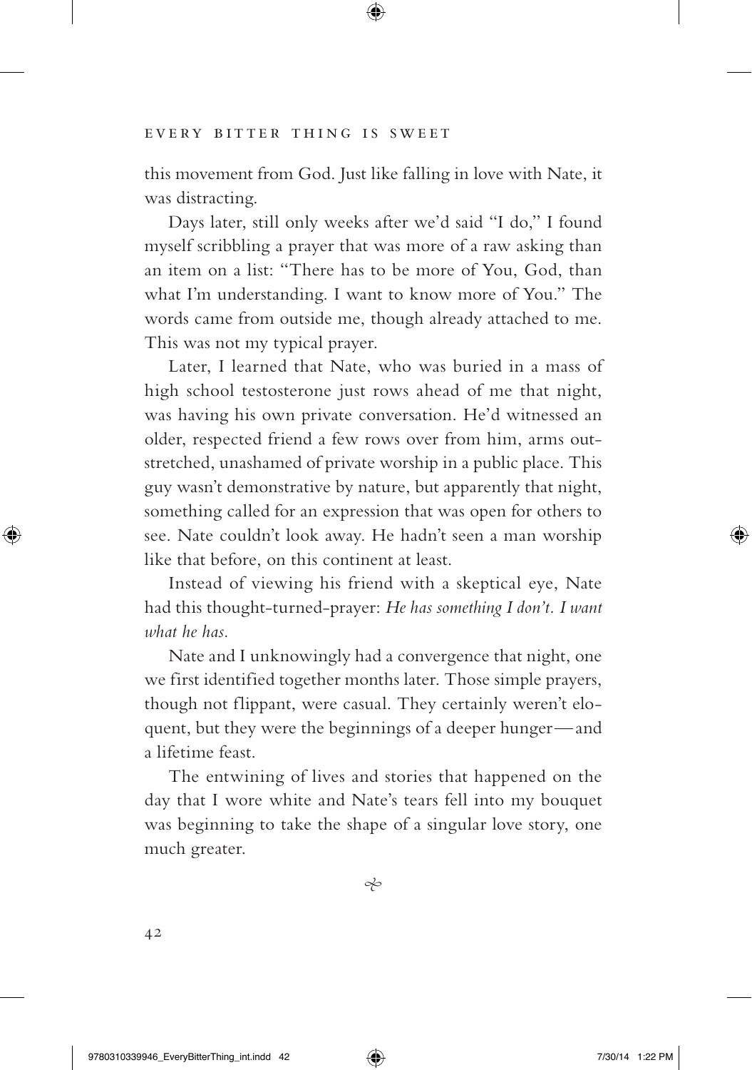this movement from God. Just like falling in love with Nate, it was distracting.

Days later, still only weeks after we'd said "I do," I found myself scribbling a prayer that was more of a raw asking than an item on a list: "There has to be more of You, God, than what I'm understanding. I want to know more of You." The words came from outside me, though already attached to me. This was not my typical prayer.

Later, I learned that Nate, who was buried in a mass of high school testosterone just rows ahead of me that night, was having his own private conversation. He'd witnessed an older, respected friend a few rows over from him, arms outstretched, unashamed of private worship in a public place. This guy wasn't demonstrative by nature, but apparently that night, something called for an expression that was open for others to see. Nate couldn't look away. He hadn't seen a man worship like that before, on this continent at least.

Instead of viewing his friend with a skeptical eye, Nate had this thought-turned-prayer: *He has something I don't. I want what he has.*

Nate and I unknowingly had a convergence that night, one we first identified together months later. Those simple prayers, though not flippant, were casual. They certainly weren't eloquent, but they were the beginnings of a deeper hunger—and a lifetime feast.

The entwining of lives and stories that happened on the day that I wore white and Nate's tears fell into my bouquet was beginning to take the shape of a singular love story, one much greater.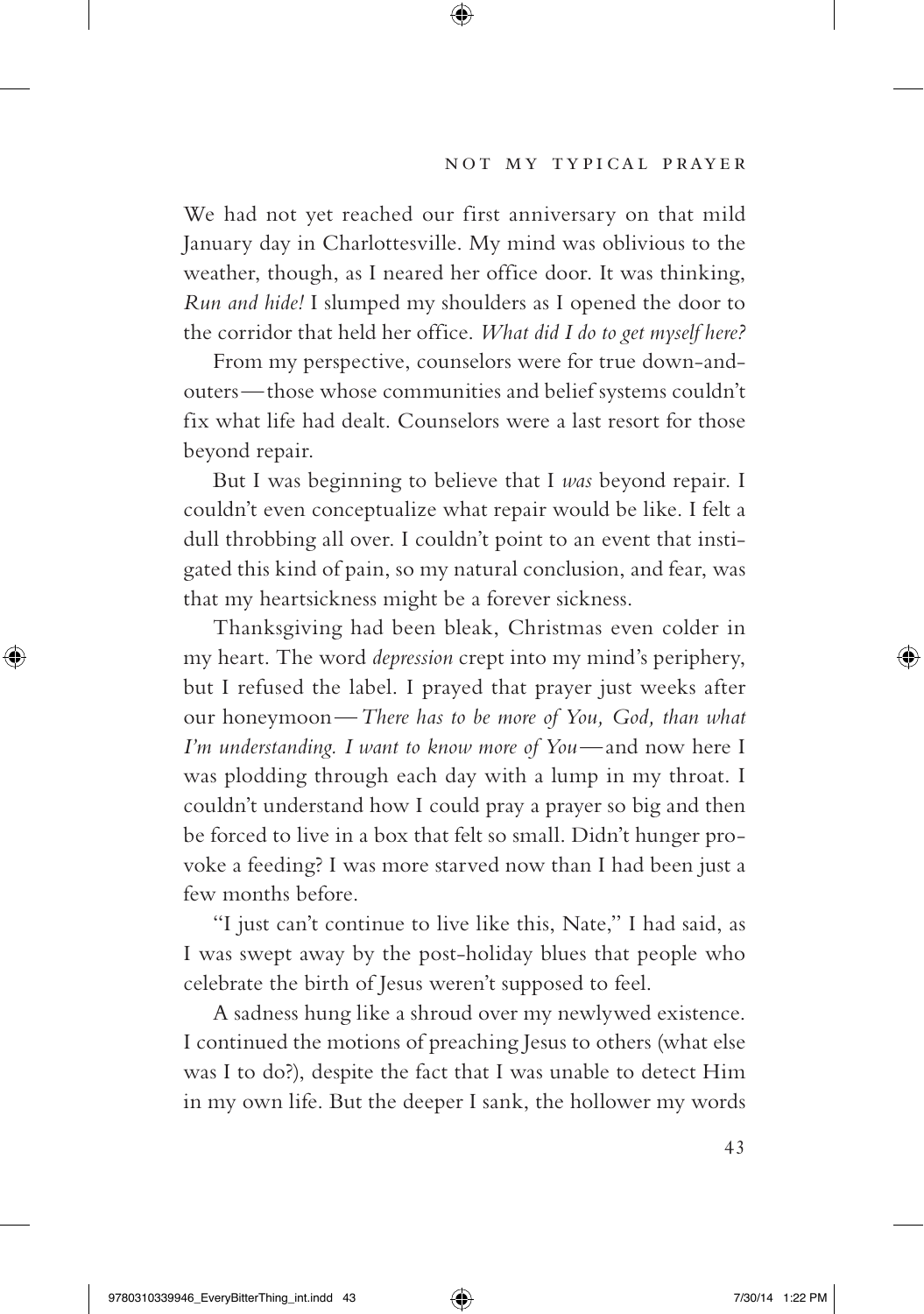We had not yet reached our first anniversary on that mild January day in Charlottesville. My mind was oblivious to the weather, though, as I neared her office door. It was thinking, *Run and hide!* I slumped my shoulders as I opened the door to the corridor that held her office. *What did I do to get myself here?*

From my perspective, counselors were for true down-and-outers — those whose communities and belief systems couldn't fix what life had dealt. Counselors were a last resort for those beyond repair.

But I was beginning to believe that I *was* beyond repair. I couldn't even conceptualize what repair would be like. I felt a dull throbbing all over. I couldn't point to an event that instigated this kind of pain, so my natural conclusion, and fear, was that my heartsickness might be a forever sickness.

Thanksgiving had been bleak, Christmas even colder in my heart. The word *depression* crept into my mind's periphery, but I refused the label. I prayed that prayer just weeks after our honeymoon — *There has to be more of You, God, than what I'm understanding. I want to know more of You* — and now here I was plodding through each day with a lump in my throat. I couldn't understand how I could pray a prayer so big and then be forced to live in a box that felt so small. Didn't hunger provoke a feeding? I was more starved now than I had been just a few months before.

"I just can't continue to live like this, Nate," I had said, as I was swept away by the post-holiday blues that people who celebrate the birth of Jesus weren't supposed to feel.

A sadness hung like a shroud over my newlywed existence. I continued the motions of preaching Jesus to others (what else was I to do?), despite the fact that I was unable to detect Him in my own life. But the deeper I sank, the hollower my words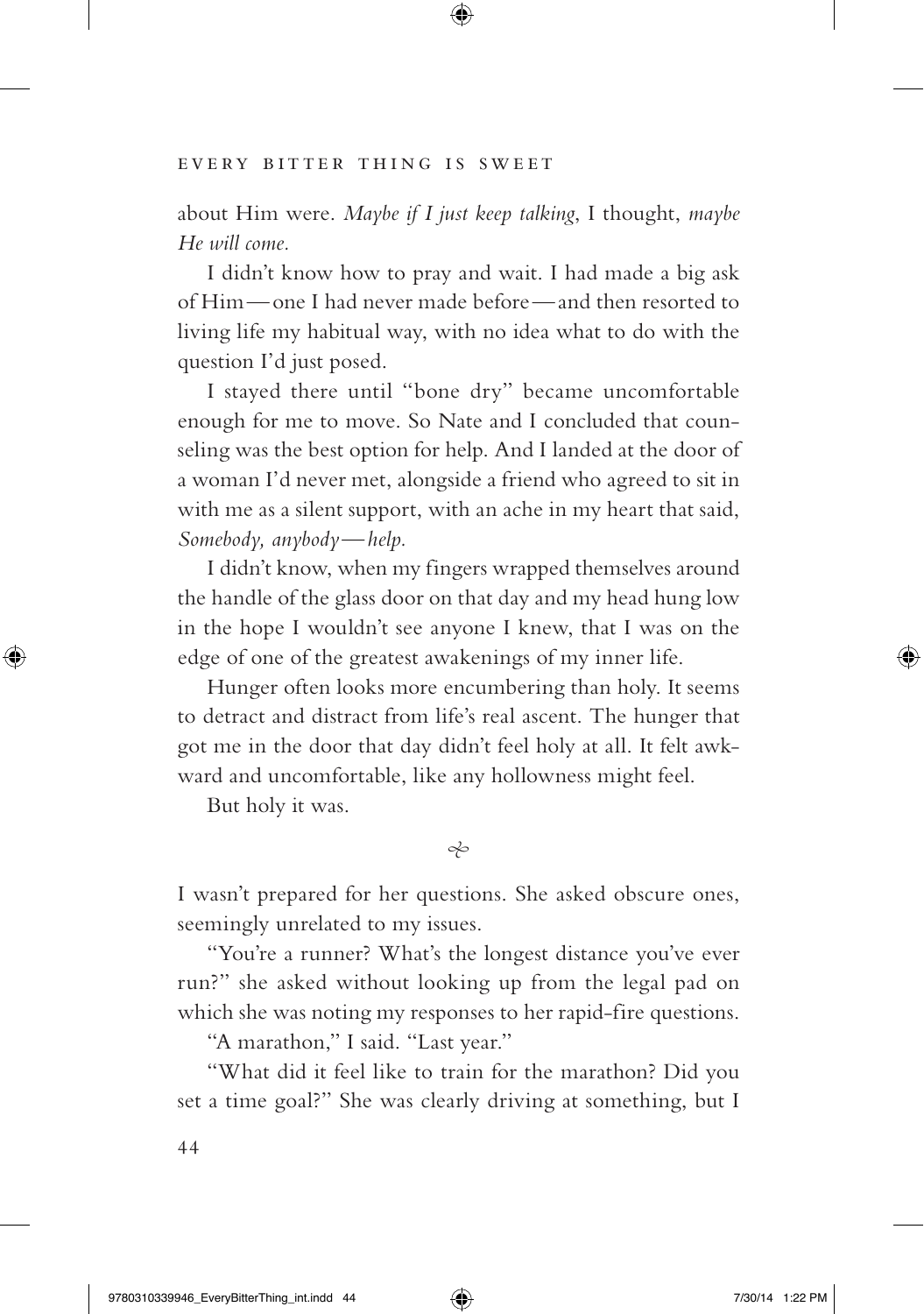about Him were. *Maybe if I just keep talking*, I thought, *maybe He will come.*

I didn't know how to pray and wait. I had made a big ask of Him — one I had never made before — and then resorted to living life my habitual way, with no idea what to do with the question I'd just posed.

I stayed there until "bone dry" became uncomfortable enough for me to move. So Nate and I concluded that counseling was the best option for help. And I landed at the door of a woman I'd never met, alongside a friend who agreed to sit in with me as a silent support, with an ache in my heart that said, *Somebody, anybody — help.*

I didn't know, when my fingers wrapped themselves around the handle of the glass door on that day and my head hung low in the hope I wouldn't see anyone I knew, that I was on the edge of one of the greatest awakenings of my inner life.

Hunger often looks more encumbering than holy. It seems to detract and distract from life's real ascent. The hunger that got me in the door that day didn't feel holy at all. It felt awkward and uncomfortable, like any hollowness might feel.

But holy it was.

❧

I wasn't prepared for her questions. She asked obscure ones, seemingly unrelated to my issues.

"You're a runner? What's the longest distance you've ever run?" she asked without looking up from the legal pad on which she was noting my responses to her rapid-fire questions.

"A marathon," I said. "Last year."

"What did it feel like to train for the marathon? Did you set a time goal?" She was clearly driving at something, but I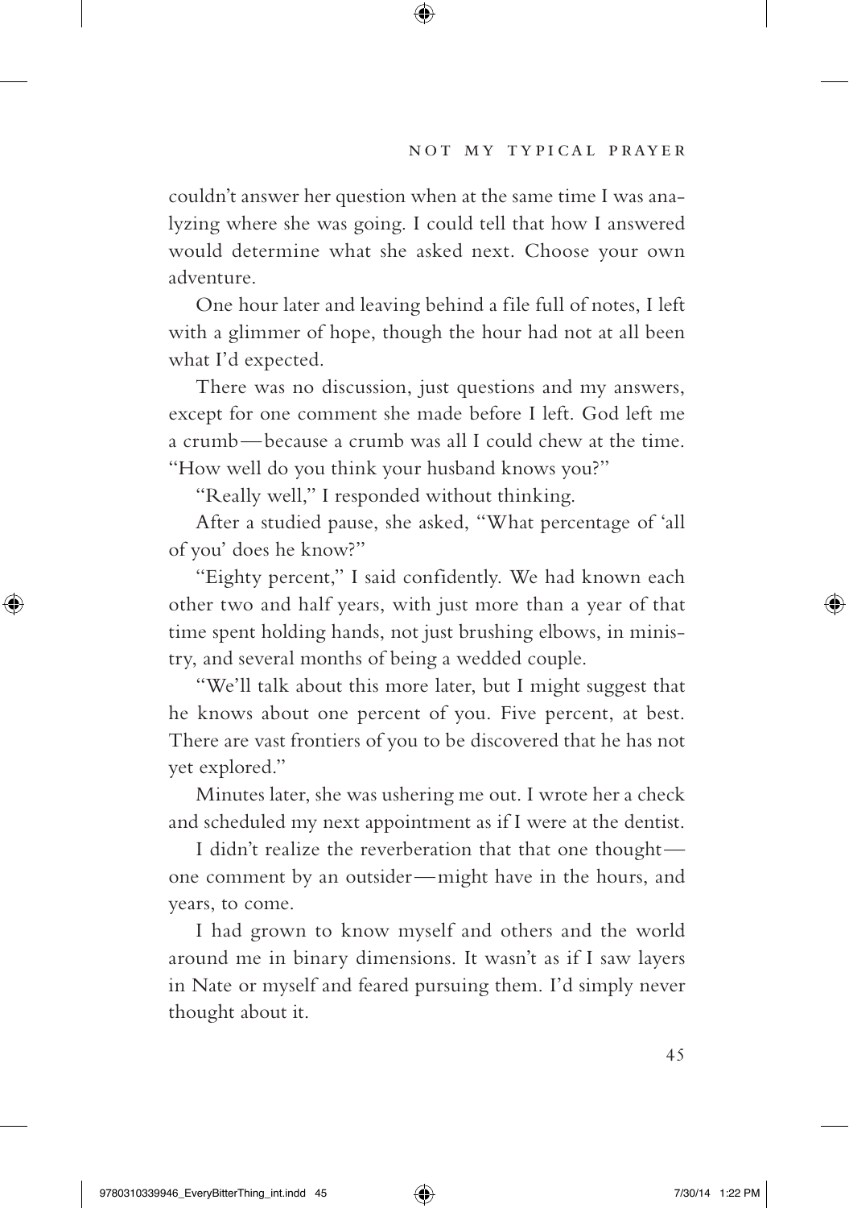couldn't answer her question when at the same time I was analyzing where she was going. I could tell that how I answered would determine what she asked next. Choose your own adventure.

One hour later and leaving behind a file full of notes, I left with a glimmer of hope, though the hour had not at all been what I'd expected.

There was no discussion, just questions and my answers, except for one comment she made before I left. God left me a crumb—because a crumb was all I could chew at the time. "How well do you think your husband knows you?"

"Really well," I responded without thinking.

After a studied pause, she asked, "What percentage of 'all of you' does he know?"

"Eighty percent," I said confidently. We had known each other two and half years, with just more than a year of that time spent holding hands, not just brushing elbows, in ministry, and several months of being a wedded couple.

"We'll talk about this more later, but I might suggest that he knows about one percent of you. Five percent, at best. There are vast frontiers of you to be discovered that he has not yet explored."

Minutes later, she was ushering me out. I wrote her a check and scheduled my next appointment as if I were at the dentist.

I didn't realize the reverberation that that one thought—one comment by an outsider—might have in the hours, and years, to come.

I had grown to know myself and others and the world around me in binary dimensions. It wasn't as if I saw layers in Nate or myself and feared pursuing them. I'd simply never thought about it.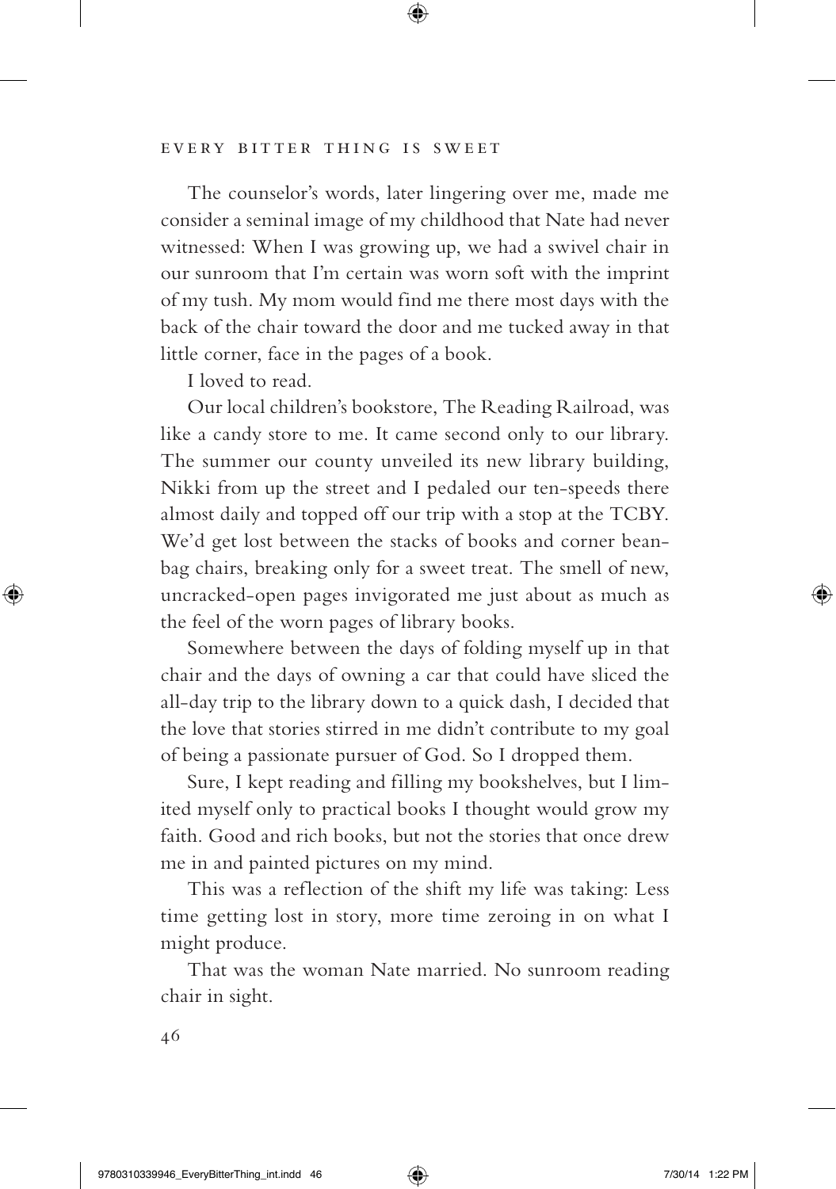The counselor's words, later lingering over me, made me consider a seminal image of my childhood that Nate had never witnessed: When I was growing up, we had a swivel chair in our sunroom that I'm certain was worn soft with the imprint of my tush. My mom would find me there most days with the back of the chair toward the door and me tucked away in that little corner, face in the pages of a book.

I loved to read.

Our local children's bookstore, The Reading Railroad, was like a candy store to me. It came second only to our library. The summer our county unveiled its new library building, Nikki from up the street and I pedaled our ten-speeds there almost daily and topped off our trip with a stop at the TCBY. We'd get lost between the stacks of books and corner beanbag chairs, breaking only for a sweet treat. The smell of new, uncracked-open pages invigorated me just about as much as the feel of the worn pages of library books.

Somewhere between the days of folding myself up in that chair and the days of owning a car that could have sliced the all-day trip to the library down to a quick dash, I decided that the love that stories stirred in me didn't contribute to my goal of being a passionate pursuer of God. So I dropped them.

Sure, I kept reading and filling my bookshelves, but I limited myself only to practical books I thought would grow my faith. Good and rich books, but not the stories that once drew me in and painted pictures on my mind.

This was a reflection of the shift my life was taking: Less time getting lost in story, more time zeroing in on what I might produce.

That was the woman Nate married. No sunroom reading chair in sight.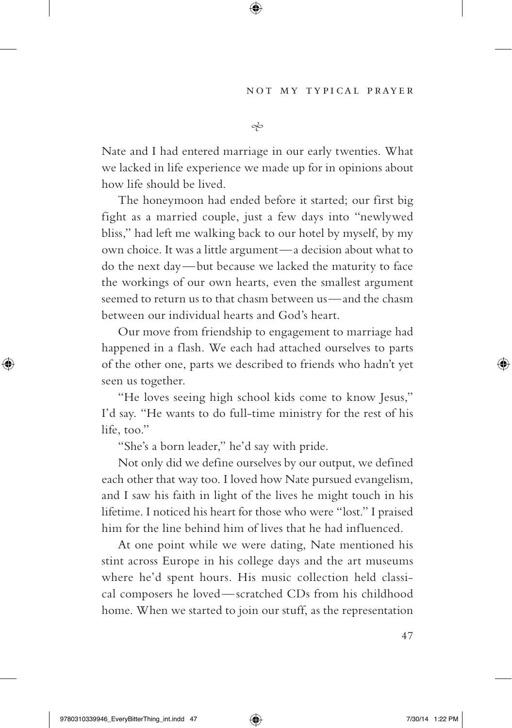⁂

Nate and I had entered marriage in our early twenties. What we lacked in life experience we made up for in opinions about how life should be lived.

The honeymoon had ended before it started; our first big fight as a married couple, just a few days into "newlywed bliss," had left me walking back to our hotel by myself, by my own choice. It was a little argument—a decision about what to do the next day—but because we lacked the maturity to face the workings of our own hearts, even the smallest argument seemed to return us to that chasm between us—and the chasm between our individual hearts and God's heart.

Our move from friendship to engagement to marriage had happened in a flash. We each had attached ourselves to parts of the other one, parts we described to friends who hadn't yet seen us together.

"He loves seeing high school kids come to know Jesus," I'd say. "He wants to do full-time ministry for the rest of his life, too."

"She's a born leader," he'd say with pride.

Not only did we define ourselves by our output, we defined each other that way too. I loved how Nate pursued evangelism, and I saw his faith in light of the lives he might touch in his lifetime. I noticed his heart for those who were "lost." I praised him for the line behind him of lives that he had influenced.

At one point while we were dating, Nate mentioned his stint across Europe in his college days and the art museums where he'd spent hours. His music collection held classical composers he loved—scratched CDs from his childhood home. When we started to join our stuff, as the representation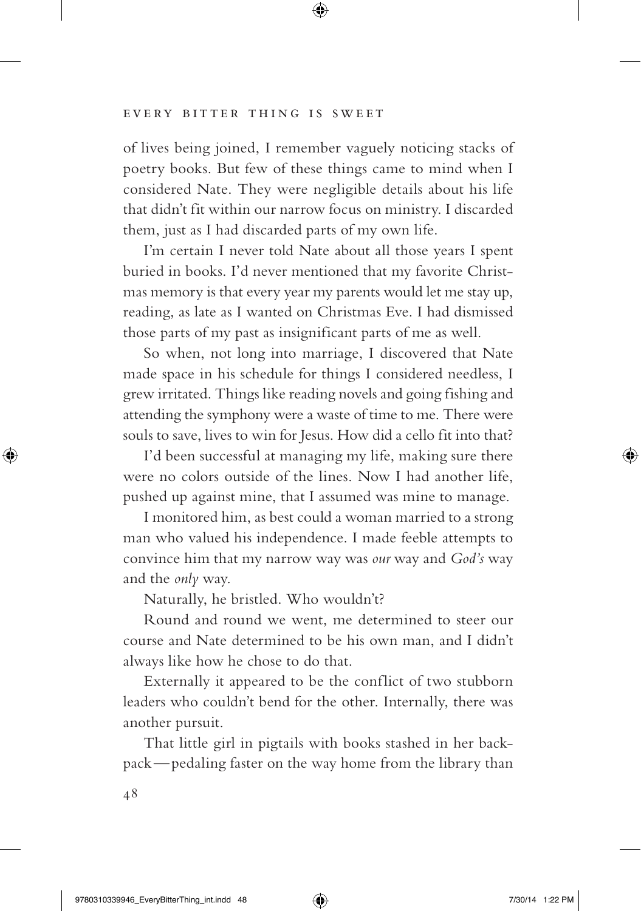of lives being joined, I remember vaguely noticing stacks of poetry books. But few of these things came to mind when I considered Nate. They were negligible details about his life that didn't fit within our narrow focus on ministry. I discarded them, just as I had discarded parts of my own life.

I'm certain I never told Nate about all those years I spent buried in books. I'd never mentioned that my favorite Christmas memory is that every year my parents would let me stay up, reading, as late as I wanted on Christmas Eve. I had dismissed those parts of my past as insignificant parts of me as well.

So when, not long into marriage, I discovered that Nate made space in his schedule for things I considered needless, I grew irritated. Things like reading novels and going fishing and attending the symphony were a waste of time to me. There were souls to save, lives to win for Jesus. How did a cello fit into that?

I'd been successful at managing my life, making sure there were no colors outside of the lines. Now I had another life, pushed up against mine, that I assumed was mine to manage.

I monitored him, as best could a woman married to a strong man who valued his independence. I made feeble attempts to convince him that my narrow way was *our* way and *God's* way and the *only* way.

Naturally, he bristled. Who wouldn't?

Round and round we went, me determined to steer our course and Nate determined to be his own man, and I didn't always like how he chose to do that.

Externally it appeared to be the conflict of two stubborn leaders who couldn't bend for the other. Internally, there was another pursuit.

That little girl in pigtails with books stashed in her backpack—pedaling faster on the way home from the library than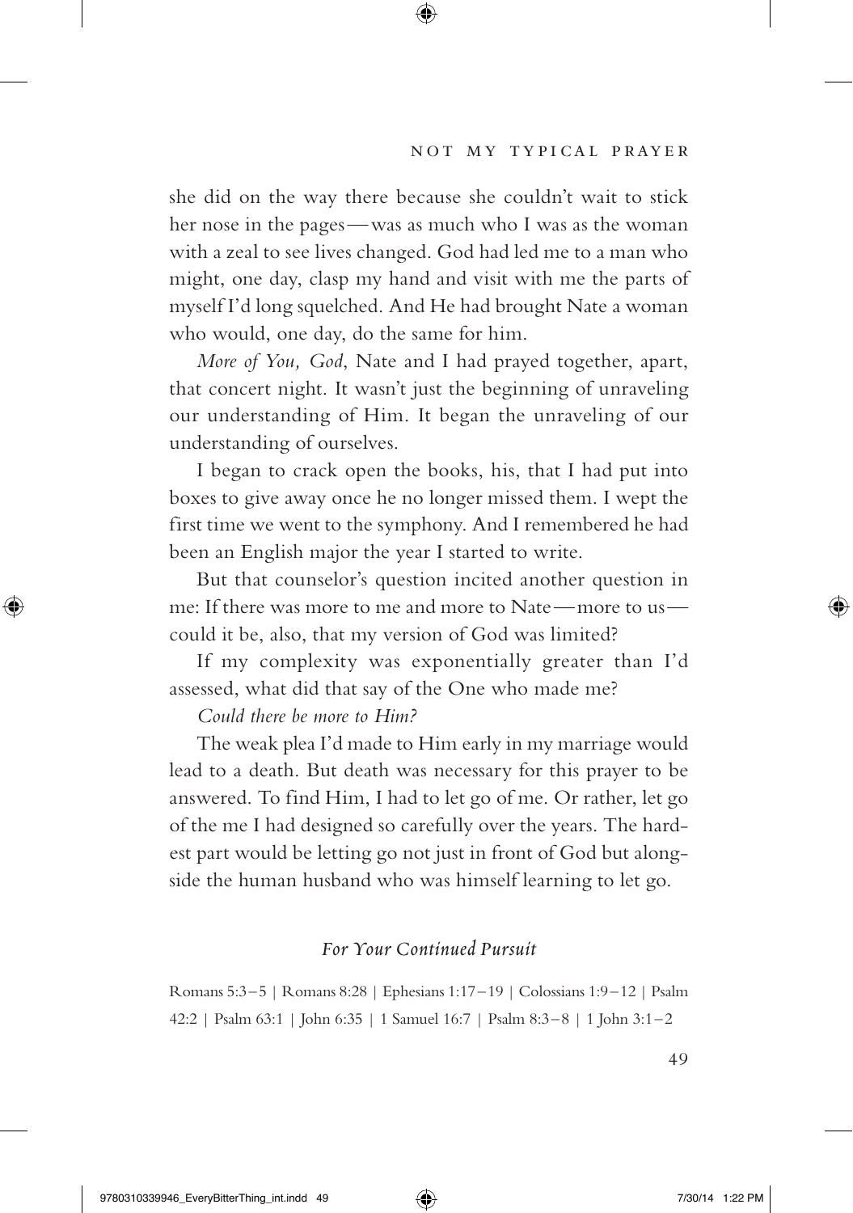she did on the way there because she couldn't wait to stick her nose in the pages—was as much who I was as the woman with a zeal to see lives changed. God had led me to a man who might, one day, clasp my hand and visit with me the parts of myself I'd long squelched. And He had brought Nate a woman who would, one day, do the same for him.

*More of You, God*, Nate and I had prayed together, apart, that concert night. It wasn't just the beginning of unraveling our understanding of Him. It began the unraveling of our understanding of ourselves.

I began to crack open the books, his, that I had put into boxes to give away once he no longer missed them. I wept the first time we went to the symphony. And I remembered he had been an English major the year I started to write.

But that counselor's question incited another question in me: If there was more to me and more to Nate—more to us—could it be, also, that my version of God was limited?

If my complexity was exponentially greater than I'd assessed, what did that say of the One who made me?

*Could there be more to Him?*

The weak plea I'd made to Him early in my marriage would lead to a death. But death was necessary for this prayer to be answered. To find Him, I had to let go of me. Or rather, let go of the me I had designed so carefully over the years. The hardest part would be letting go not just in front of God but alongside the human husband who was himself learning to let go.

### *For Your Continued Pursuit*

Romans 5:3–5 | Romans 8:28 | Ephesians 1:17–19 | Colossians 1:9–12 | Psalm 42:2 | Psalm 63:1 | John 6:35 | 1 Samuel 16:7 | Psalm 8:3–8 | 1 John 3:1–2